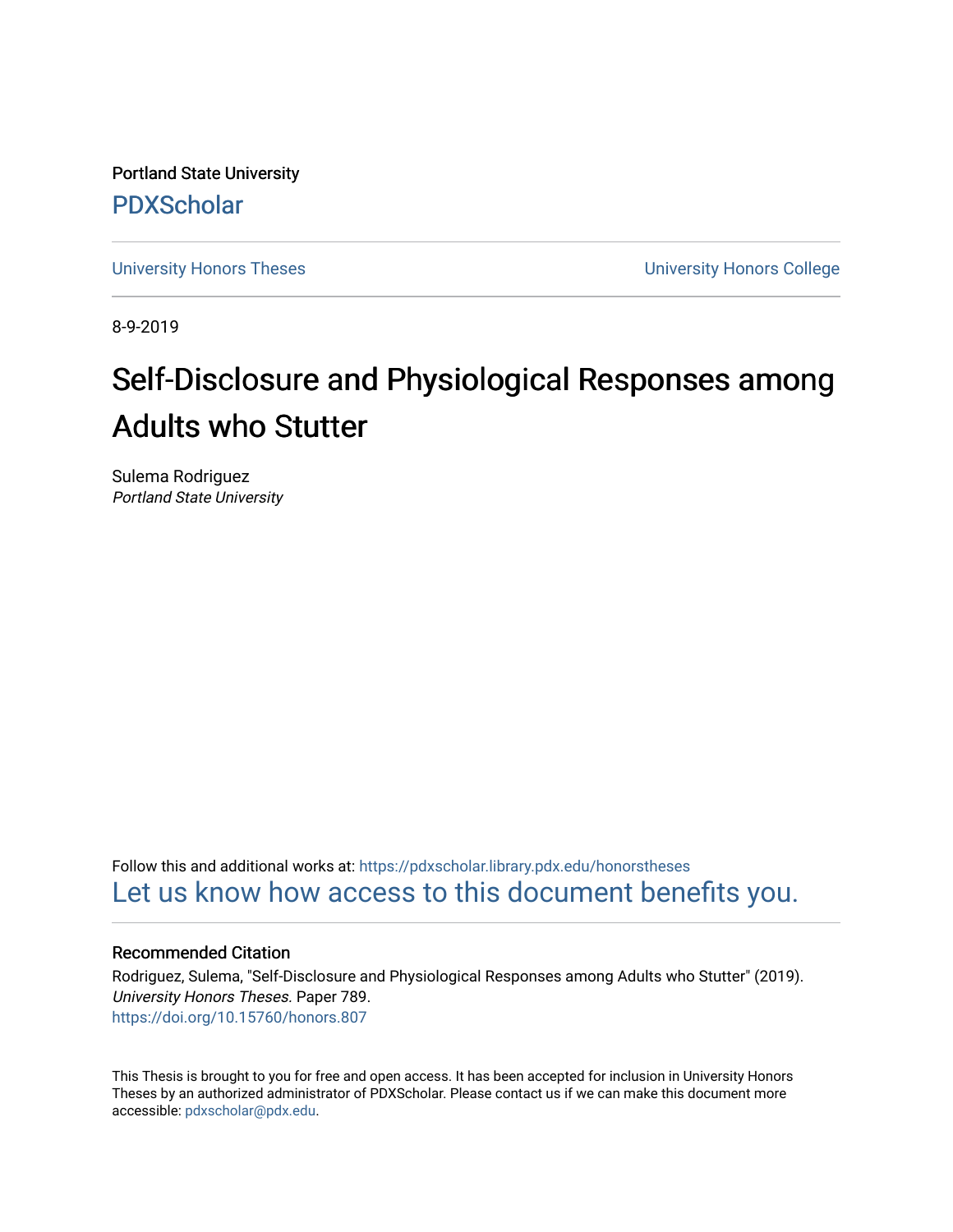Portland State University

PDXScholar

University Honors Theses | University Honors College

8-9-2019

# Self-Disclosure and Physiological Responses among Adults who Stutter

Sulema Rodriguez
*Portland State University*

Follow this and additional works at: https://pdxscholar.library.pdx.edu/honorstheses

Let us know how access to this document benefits you.

## Recommended Citation

Rodriguez, Sulema, "Self-Disclosure and Physiological Responses among Adults who Stutter" (2019). *University Honors Theses.* Paper 789.
https://doi.org/10.15760/honors.807

This Thesis is brought to you for free and open access. It has been accepted for inclusion in University Honors Theses by an authorized administrator of PDXScholar. Please contact us if we can make this document more accessible: pdxscholar@pdx.edu.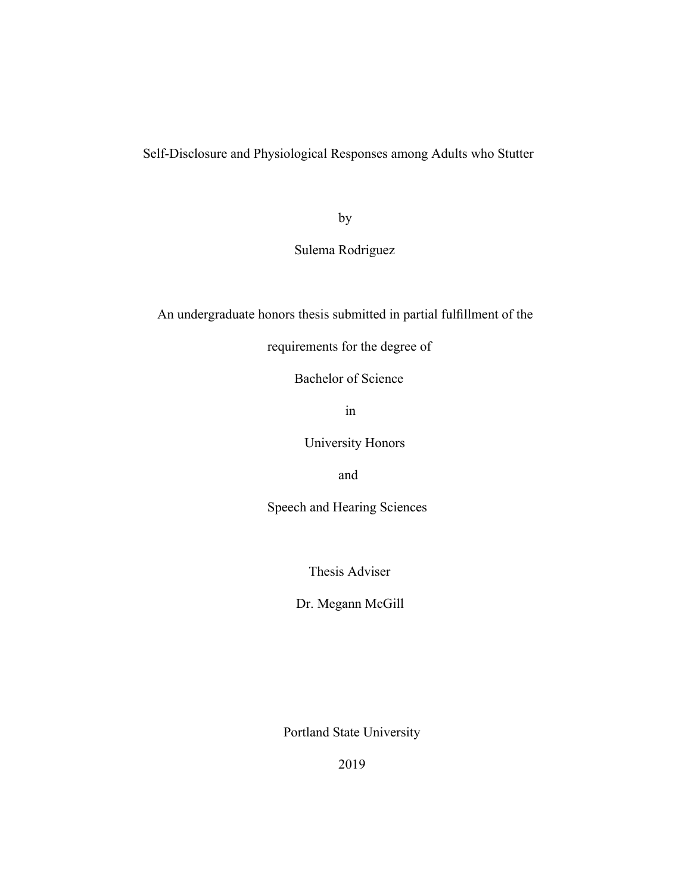# Self-Disclosure and Physiological Responses among Adults who Stutter

by

Sulema Rodriguez

An undergraduate honors thesis submitted in partial fulfillment of the

requirements for the degree of

Bachelor of Science

in

University Honors

and

Speech and Hearing Sciences

Thesis Adviser

Dr. Megann McGill

Portland State University

2019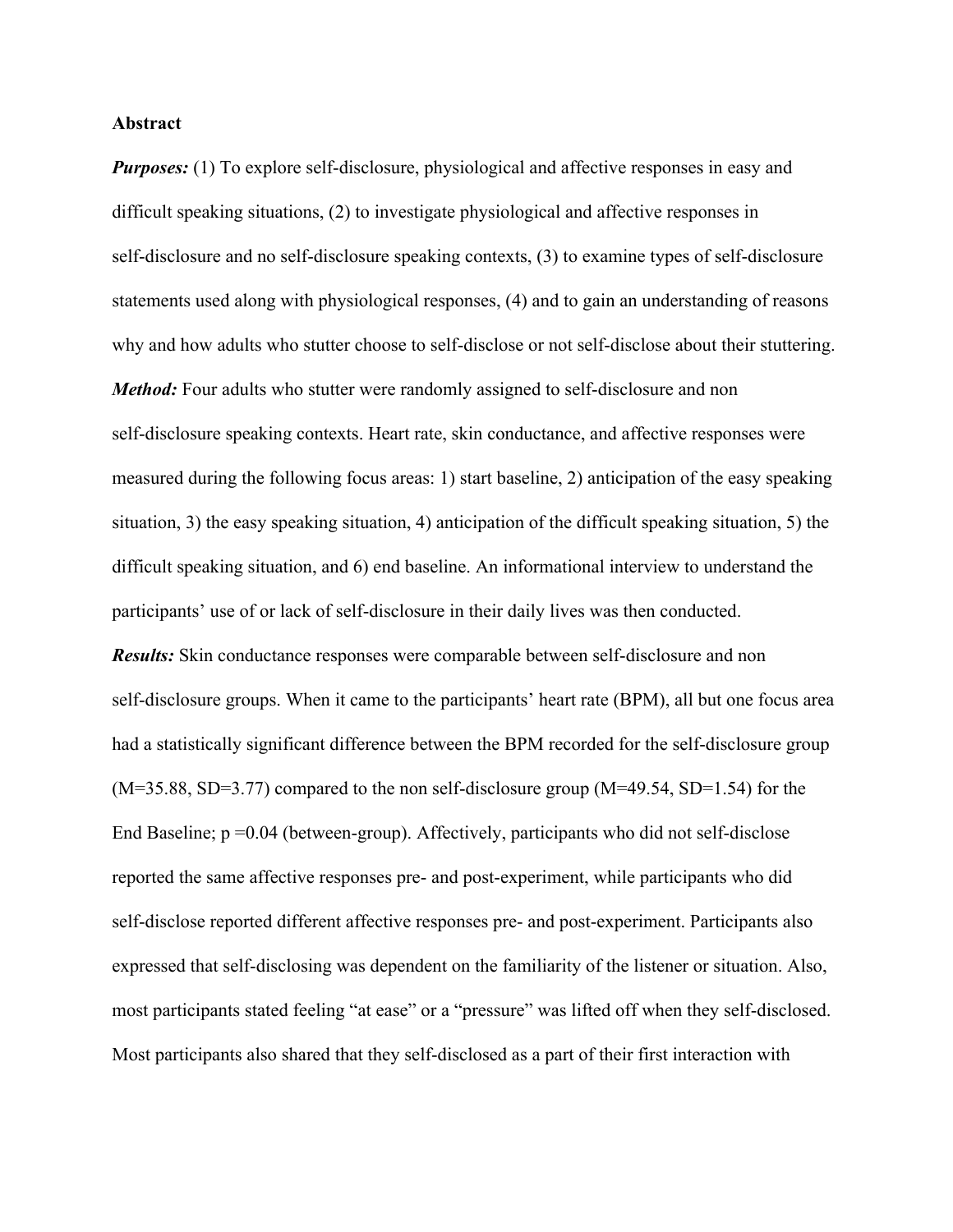**Abstract**

***Purposes:*** (1) To explore self-disclosure, physiological and affective responses in easy and difficult speaking situations, (2) to investigate physiological and affective responses in self-disclosure and no self-disclosure speaking contexts, (3) to examine types of self-disclosure statements used along with physiological responses, (4) and to gain an understanding of reasons why and how adults who stutter choose to self-disclose or not self-disclose about their stuttering.

***Method:*** Four adults who stutter were randomly assigned to self-disclosure and non self-disclosure speaking contexts. Heart rate, skin conductance, and affective responses were measured during the following focus areas: 1) start baseline, 2) anticipation of the easy speaking situation, 3) the easy speaking situation, 4) anticipation of the difficult speaking situation, 5) the difficult speaking situation, and 6) end baseline. An informational interview to understand the participants' use of or lack of self-disclosure in their daily lives was then conducted.

***Results:*** Skin conductance responses were comparable between self-disclosure and non self-disclosure groups. When it came to the participants' heart rate (BPM), all but one focus area had a statistically significant difference between the BPM recorded for the self-disclosure group ($M=35.88$, $SD=3.77$) compared to the non self-disclosure group ($M=49.54$, $SD=1.54$) for the End Baseline; $p=0.04$ (between-group). Affectively, participants who did not self-disclose reported the same affective responses pre- and post-experiment, while participants who did self-disclose reported different affective responses pre- and post-experiment. Participants also expressed that self-disclosing was dependent on the familiarity of the listener or situation. Also, most participants stated feeling "at ease" or a "pressure" was lifted off when they self-disclosed. Most participants also shared that they self-disclosed as a part of their first interaction with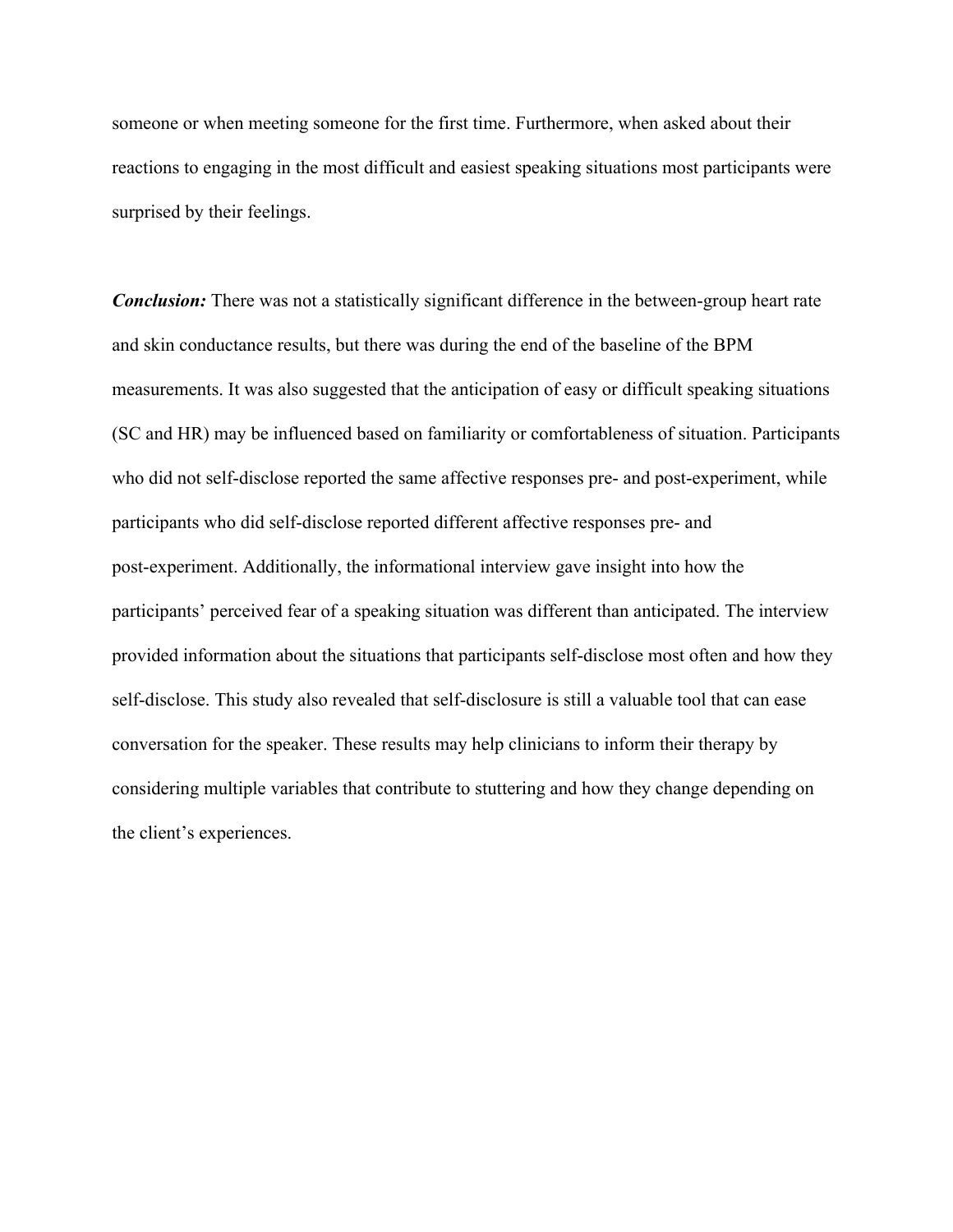someone or when meeting someone for the first time. Furthermore, when asked about their reactions to engaging in the most difficult and easiest speaking situations most participants were surprised by their feelings.

***Conclusion:*** There was not a statistically significant difference in the between-group heart rate and skin conductance results, but there was during the end of the baseline of the BPM measurements. It was also suggested that the anticipation of easy or difficult speaking situations (SC and HR) may be influenced based on familiarity or comfortableness of situation. Participants who did not self-disclose reported the same affective responses pre- and post-experiment, while participants who did self-disclose reported different affective responses pre- and post-experiment. Additionally, the informational interview gave insight into how the participants' perceived fear of a speaking situation was different than anticipated. The interview provided information about the situations that participants self-disclose most often and how they self-disclose. This study also revealed that self-disclosure is still a valuable tool that can ease conversation for the speaker. These results may help clinicians to inform their therapy by considering multiple variables that contribute to stuttering and how they change depending on the client's experiences.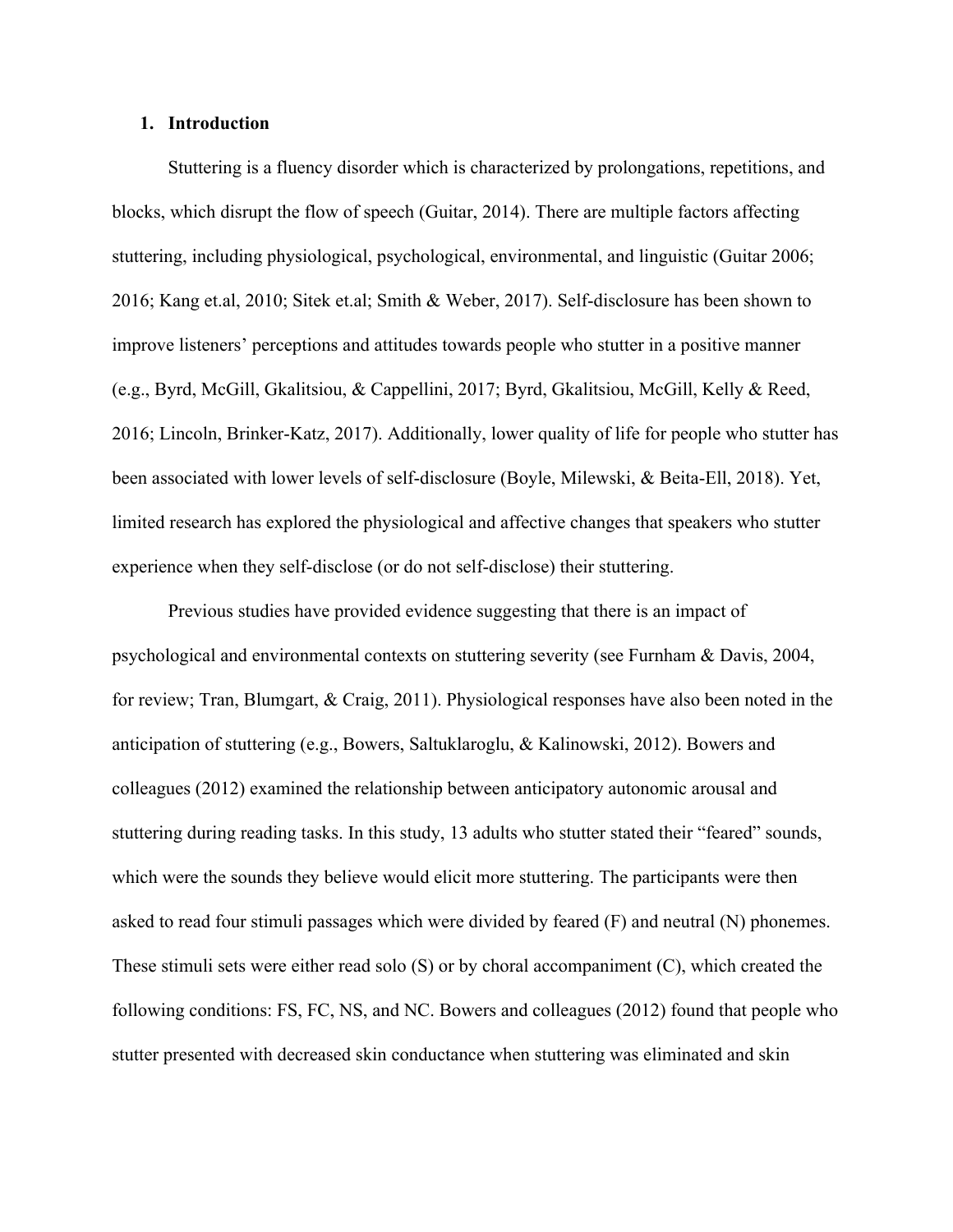## 1. Introduction

Stuttering is a fluency disorder which is characterized by prolongations, repetitions, and blocks, which disrupt the flow of speech (Guitar, 2014). There are multiple factors affecting stuttering, including physiological, psychological, environmental, and linguistic (Guitar 2006; 2016; Kang et.al, 2010; Sitek et.al; Smith & Weber, 2017). Self-disclosure has been shown to improve listeners' perceptions and attitudes towards people who stutter in a positive manner (e.g., Byrd, McGill, Gkalitsiou, & Cappellini, 2017; Byrd, Gkalitsiou, McGill, Kelly & Reed, 2016; Lincoln, Brinker-Katz, 2017). Additionally, lower quality of life for people who stutter has been associated with lower levels of self-disclosure (Boyle, Milewski, & Beita-Ell, 2018). Yet, limited research has explored the physiological and affective changes that speakers who stutter experience when they self-disclose (or do not self-disclose) their stuttering.

Previous studies have provided evidence suggesting that there is an impact of psychological and environmental contexts on stuttering severity (see Furnham & Davis, 2004, for review; Tran, Blumgart, & Craig, 2011). Physiological responses have also been noted in the anticipation of stuttering (e.g., Bowers, Saltuklaroglu, & Kalinowski, 2012). Bowers and colleagues (2012) examined the relationship between anticipatory autonomic arousal and stuttering during reading tasks. In this study, 13 adults who stutter stated their "feared" sounds, which were the sounds they believe would elicit more stuttering. The participants were then asked to read four stimuli passages which were divided by feared (F) and neutral (N) phonemes. These stimuli sets were either read solo (S) or by choral accompaniment (C), which created the following conditions: FS, FC, NS, and NC. Bowers and colleagues (2012) found that people who stutter presented with decreased skin conductance when stuttering was eliminated and skin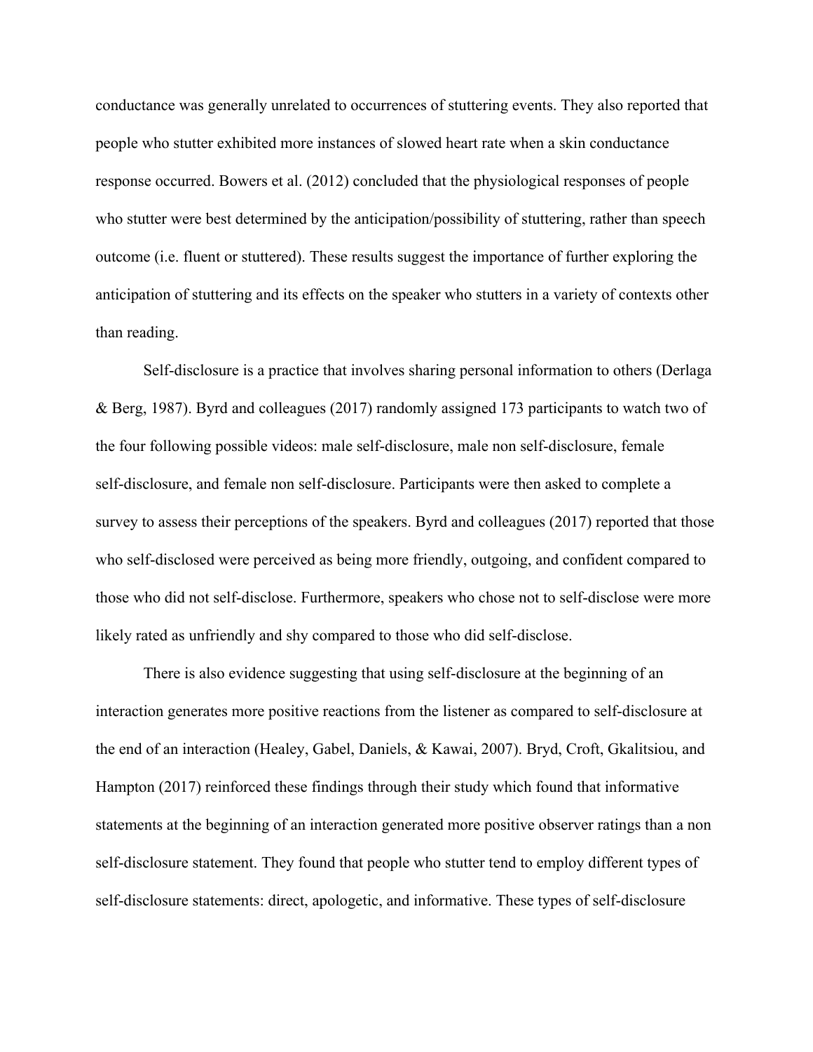conductance was generally unrelated to occurrences of stuttering events. They also reported that people who stutter exhibited more instances of slowed heart rate when a skin conductance response occurred. Bowers et al. (2012) concluded that the physiological responses of people who stutter were best determined by the anticipation/possibility of stuttering, rather than speech outcome (i.e. fluent or stuttered). These results suggest the importance of further exploring the anticipation of stuttering and its effects on the speaker who stutters in a variety of contexts other than reading.

Self-disclosure is a practice that involves sharing personal information to others (Derlaga & Berg, 1987). Byrd and colleagues (2017) randomly assigned 173 participants to watch two of the four following possible videos: male self-disclosure, male non self-disclosure, female self-disclosure, and female non self-disclosure. Participants were then asked to complete a survey to assess their perceptions of the speakers. Byrd and colleagues (2017) reported that those who self-disclosed were perceived as being more friendly, outgoing, and confident compared to those who did not self-disclose. Furthermore, speakers who chose not to self-disclose were more likely rated as unfriendly and shy compared to those who did self-disclose.

There is also evidence suggesting that using self-disclosure at the beginning of an interaction generates more positive reactions from the listener as compared to self-disclosure at the end of an interaction (Healey, Gabel, Daniels, & Kawai, 2007). Bryd, Croft, Gkalitsiou, and Hampton (2017) reinforced these findings through their study which found that informative statements at the beginning of an interaction generated more positive observer ratings than a non self-disclosure statement. They found that people who stutter tend to employ different types of self-disclosure statements: direct, apologetic, and informative. These types of self-disclosure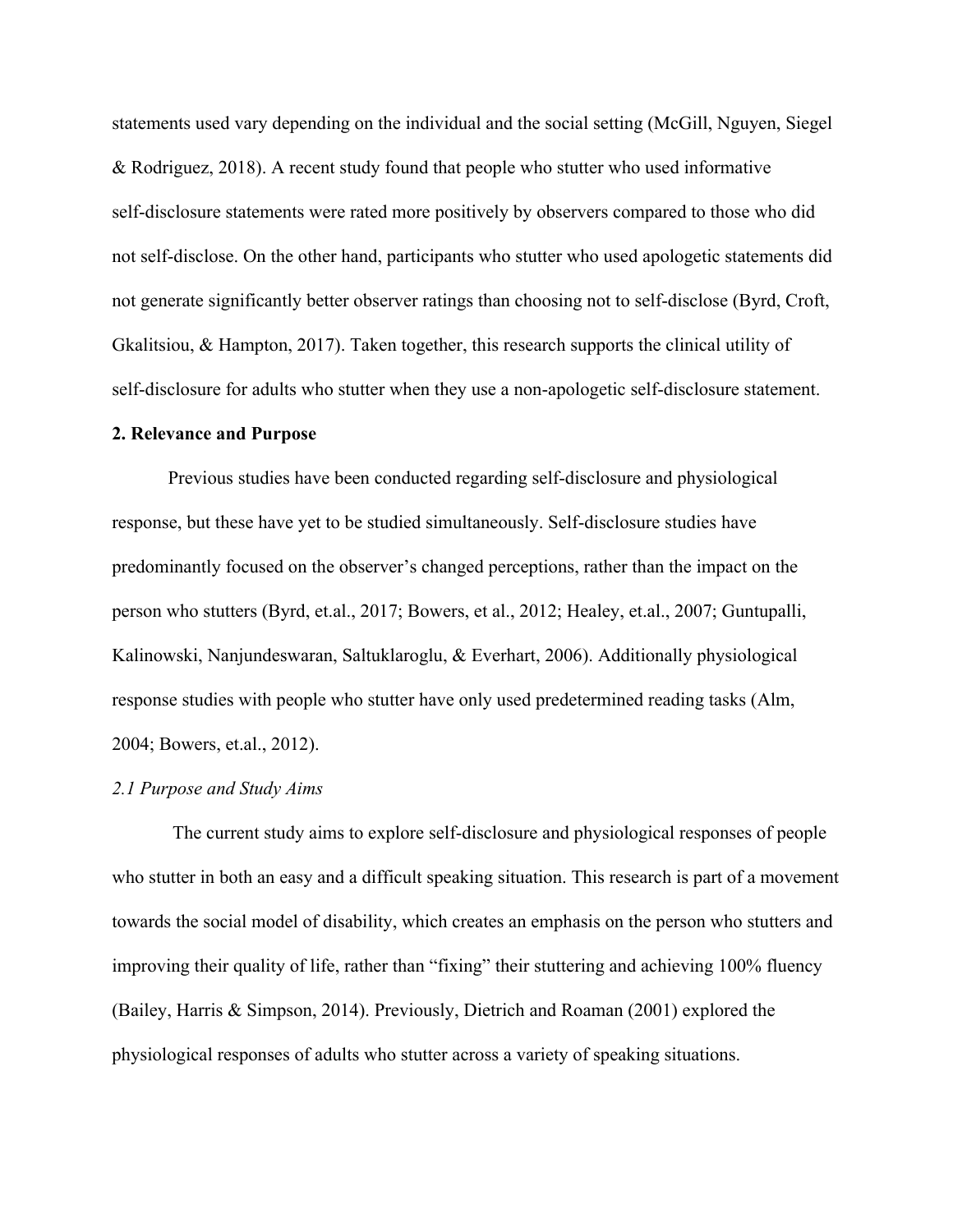statements used vary depending on the individual and the social setting (McGill, Nguyen, Siegel & Rodriguez, 2018). A recent study found that people who stutter who used informative self-disclosure statements were rated more positively by observers compared to those who did not self-disclose. On the other hand, participants who stutter who used apologetic statements did not generate significantly better observer ratings than choosing not to self-disclose (Byrd, Croft, Gkalitsiou, & Hampton, 2017). Taken together, this research supports the clinical utility of self-disclosure for adults who stutter when they use a non-apologetic self-disclosure statement.

## 2. Relevance and Purpose

Previous studies have been conducted regarding self-disclosure and physiological response, but these have yet to be studied simultaneously. Self-disclosure studies have predominantly focused on the observer's changed perceptions, rather than the impact on the person who stutters (Byrd, et.al., 2017; Bowers, et al., 2012; Healey, et.al., 2007; Guntupalli, Kalinowski, Nanjundeswaran, Saltuklaroglu, & Everhart, 2006). Additionally physiological response studies with people who stutter have only used predetermined reading tasks (Alm, 2004; Bowers, et.al., 2012).

### *2.1 Purpose and Study Aims*

The current study aims to explore self-disclosure and physiological responses of people who stutter in both an easy and a difficult speaking situation. This research is part of a movement towards the social model of disability, which creates an emphasis on the person who stutters and improving their quality of life, rather than "fixing" their stuttering and achieving 100% fluency (Bailey, Harris & Simpson, 2014). Previously, Dietrich and Roaman (2001) explored the physiological responses of adults who stutter across a variety of speaking situations.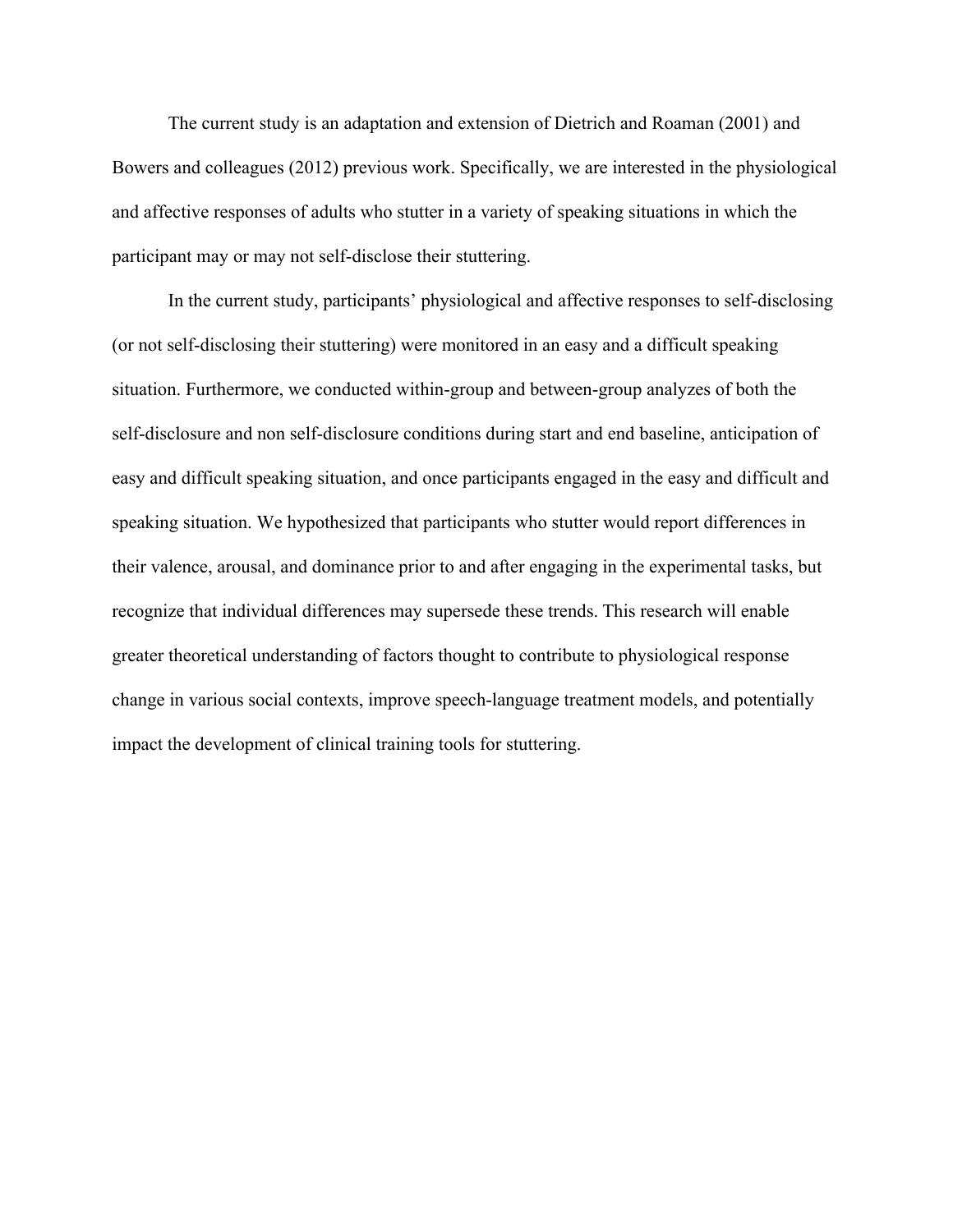The current study is an adaptation and extension of Dietrich and Roaman (2001) and Bowers and colleagues (2012) previous work. Specifically, we are interested in the physiological and affective responses of adults who stutter in a variety of speaking situations in which the participant may or may not self-disclose their stuttering.

In the current study, participants' physiological and affective responses to self-disclosing (or not self-disclosing their stuttering) were monitored in an easy and a difficult speaking situation. Furthermore, we conducted within-group and between-group analyzes of both the self-disclosure and non self-disclosure conditions during start and end baseline, anticipation of easy and difficult speaking situation, and once participants engaged in the easy and difficult and speaking situation. We hypothesized that participants who stutter would report differences in their valence, arousal, and dominance prior to and after engaging in the experimental tasks, but recognize that individual differences may supersede these trends. This research will enable greater theoretical understanding of factors thought to contribute to physiological response change in various social contexts, improve speech-language treatment models, and potentially impact the development of clinical training tools for stuttering.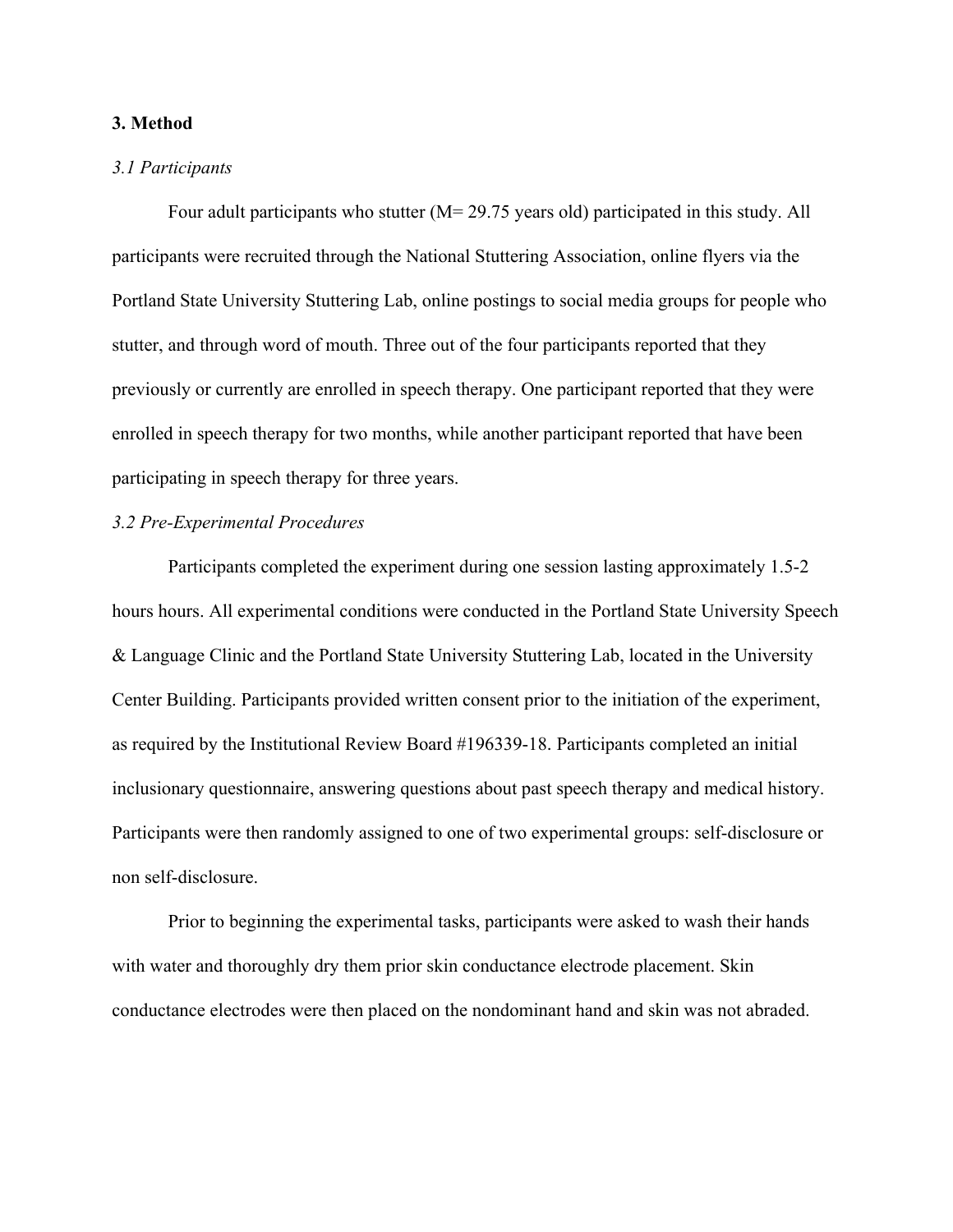## 3. Method

### *3.1 Participants*

Four adult participants who stutter (M= 29.75 years old) participated in this study. All participants were recruited through the National Stuttering Association, online flyers via the Portland State University Stuttering Lab, online postings to social media groups for people who stutter, and through word of mouth. Three out of the four participants reported that they previously or currently are enrolled in speech therapy. One participant reported that they were enrolled in speech therapy for two months, while another participant reported that have been participating in speech therapy for three years.

### *3.2 Pre-Experimental Procedures*

Participants completed the experiment during one session lasting approximately 1.5-2 hours hours. All experimental conditions were conducted in the Portland State University Speech & Language Clinic and the Portland State University Stuttering Lab, located in the University Center Building. Participants provided written consent prior to the initiation of the experiment, as required by the Institutional Review Board #196339-18. Participants completed an initial inclusionary questionnaire, answering questions about past speech therapy and medical history. Participants were then randomly assigned to one of two experimental groups: self-disclosure or non self-disclosure.

Prior to beginning the experimental tasks, participants were asked to wash their hands with water and thoroughly dry them prior skin conductance electrode placement. Skin conductance electrodes were then placed on the nondominant hand and skin was not abraded.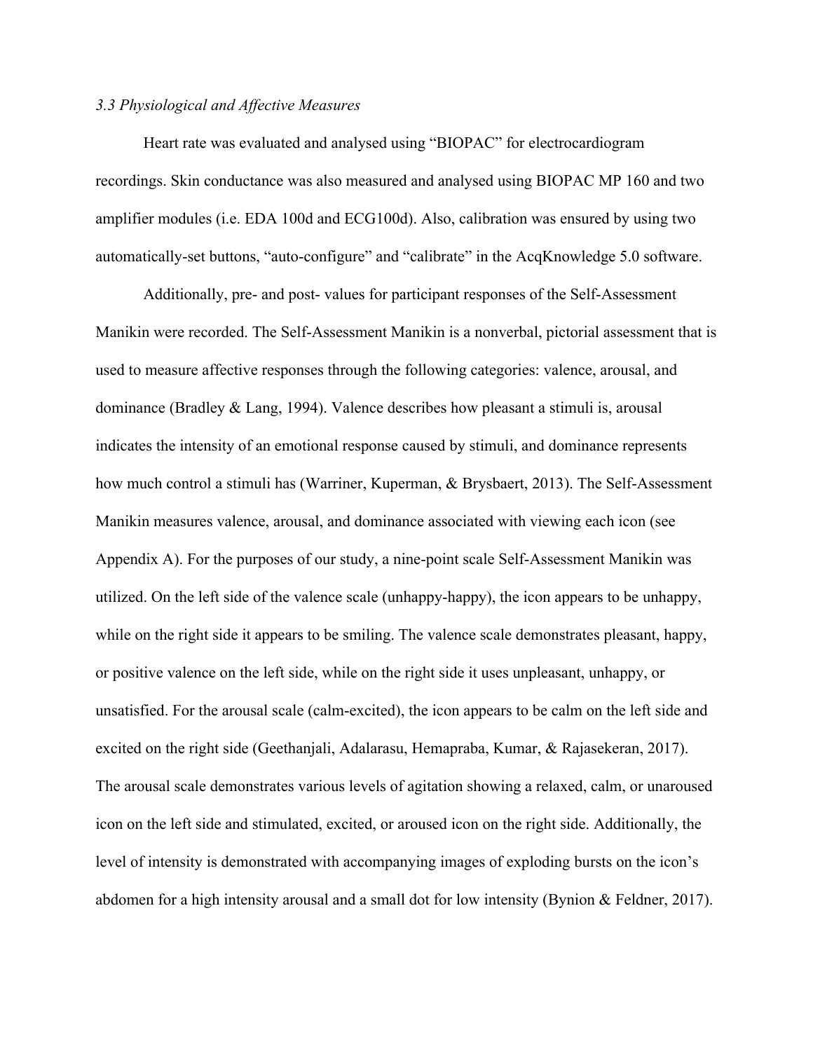### *3.3 Physiological and Affective Measures*

Heart rate was evaluated and analysed using "BIOPAC" for electrocardiogram recordings. Skin conductance was also measured and analysed using BIOPAC MP 160 and two amplifier modules (i.e. EDA 100d and ECG100d). Also, calibration was ensured by using two automatically-set buttons, "auto-configure" and "calibrate" in the AcqKnowledge 5.0 software.

Additionally, pre- and post- values for participant responses of the Self-Assessment Manikin were recorded. The Self-Assessment Manikin is a nonverbal, pictorial assessment that is used to measure affective responses through the following categories: valence, arousal, and dominance (Bradley & Lang, 1994). Valence describes how pleasant a stimuli is, arousal indicates the intensity of an emotional response caused by stimuli, and dominance represents how much control a stimuli has (Warriner, Kuperman, & Brysbaert, 2013). The Self-Assessment Manikin measures valence, arousal, and dominance associated with viewing each icon (see Appendix A). For the purposes of our study, a nine-point scale Self-Assessment Manikin was utilized. On the left side of the valence scale (unhappy-happy), the icon appears to be unhappy, while on the right side it appears to be smiling. The valence scale demonstrates pleasant, happy, or positive valence on the left side, while on the right side it uses unpleasant, unhappy, or unsatisfied. For the arousal scale (calm-excited), the icon appears to be calm on the left side and excited on the right side (Geethanjali, Adalarasu, Hemapraba, Kumar, & Rajasekeran, 2017). The arousal scale demonstrates various levels of agitation showing a relaxed, calm, or unaroused icon on the left side and stimulated, excited, or aroused icon on the right side. Additionally, the level of intensity is demonstrated with accompanying images of exploding bursts on the icon's abdomen for a high intensity arousal and a small dot for low intensity (Bynion & Feldner, 2017).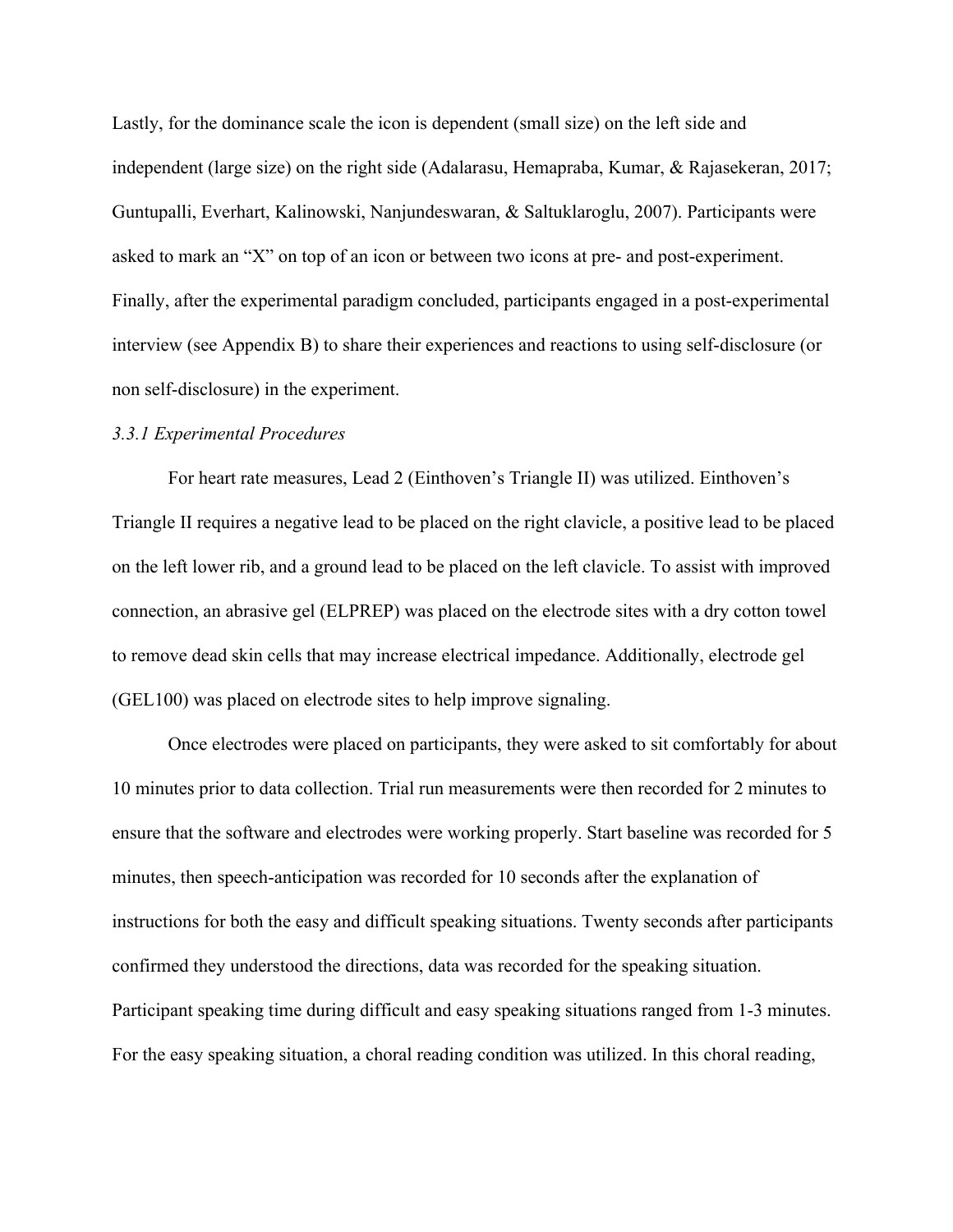Lastly, for the dominance scale the icon is dependent (small size) on the left side and independent (large size) on the right side (Adalarasu, Hemapraba, Kumar, & Rajasekeran, 2017; Guntupalli, Everhart, Kalinowski, Nanjundeswaran, & Saltuklaroglu, 2007). Participants were asked to mark an "X" on top of an icon or between two icons at pre- and post-experiment. Finally, after the experimental paradigm concluded, participants engaged in a post-experimental interview (see Appendix B) to share their experiences and reactions to using self-disclosure (or non self-disclosure) in the experiment.

### *3.3.1 Experimental Procedures*

For heart rate measures, Lead 2 (Einthoven's Triangle II) was utilized. Einthoven's Triangle II requires a negative lead to be placed on the right clavicle, a positive lead to be placed on the left lower rib, and a ground lead to be placed on the left clavicle. To assist with improved connection, an abrasive gel (ELPREP) was placed on the electrode sites with a dry cotton towel to remove dead skin cells that may increase electrical impedance. Additionally, electrode gel (GEL100) was placed on electrode sites to help improve signaling.

Once electrodes were placed on participants, they were asked to sit comfortably for about 10 minutes prior to data collection. Trial run measurements were then recorded for 2 minutes to ensure that the software and electrodes were working properly. Start baseline was recorded for 5 minutes, then speech-anticipation was recorded for 10 seconds after the explanation of instructions for both the easy and difficult speaking situations. Twenty seconds after participants confirmed they understood the directions, data was recorded for the speaking situation. Participant speaking time during difficult and easy speaking situations ranged from 1-3 minutes. For the easy speaking situation, a choral reading condition was utilized. In this choral reading,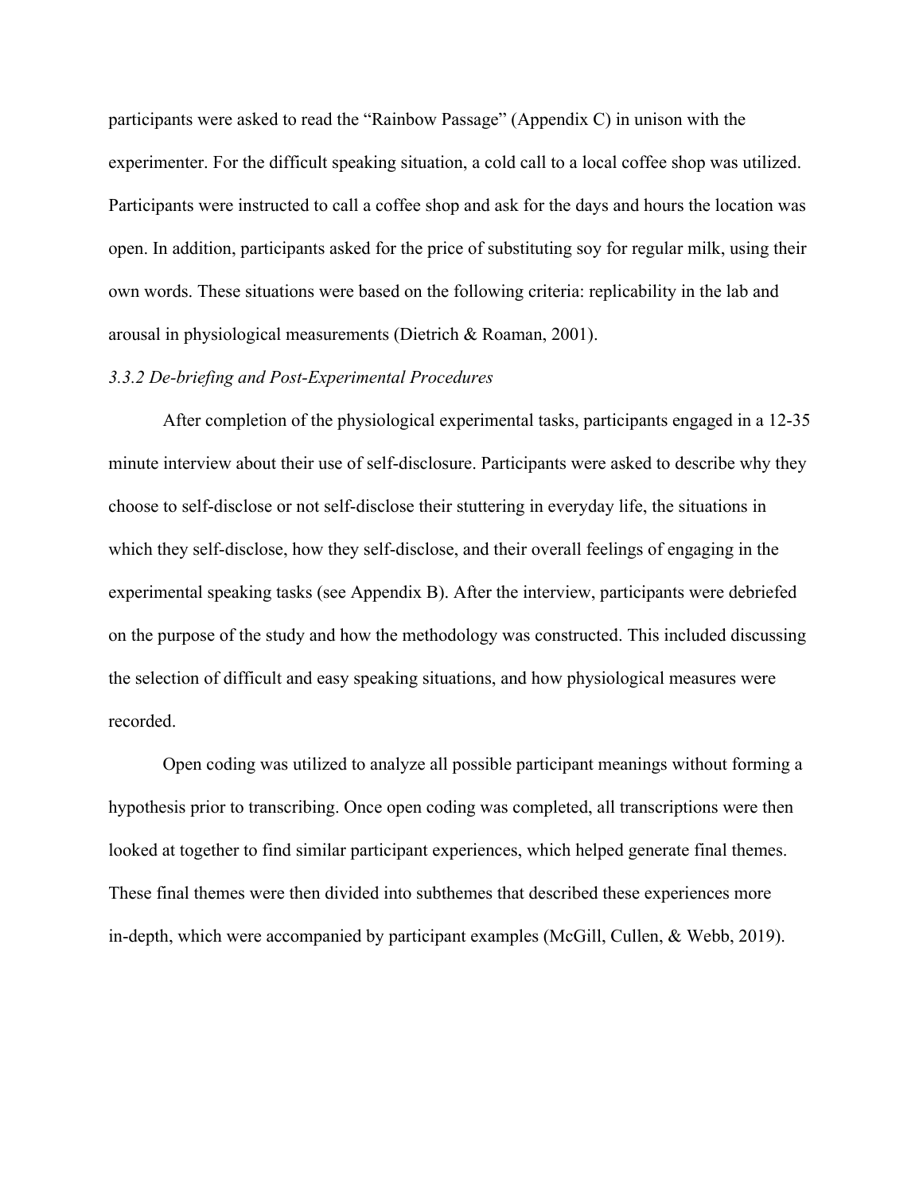participants were asked to read the "Rainbow Passage" (Appendix C) in unison with the experimenter. For the difficult speaking situation, a cold call to a local coffee shop was utilized. Participants were instructed to call a coffee shop and ask for the days and hours the location was open. In addition, participants asked for the price of substituting soy for regular milk, using their own words. These situations were based on the following criteria: replicability in the lab and arousal in physiological measurements (Dietrich & Roaman, 2001).

### *3.3.2 De-briefing and Post-Experimental Procedures*

After completion of the physiological experimental tasks, participants engaged in a 12-35 minute interview about their use of self-disclosure. Participants were asked to describe why they choose to self-disclose or not self-disclose their stuttering in everyday life, the situations in which they self-disclose, how they self-disclose, and their overall feelings of engaging in the experimental speaking tasks (see Appendix B). After the interview, participants were debriefed on the purpose of the study and how the methodology was constructed. This included discussing the selection of difficult and easy speaking situations, and how physiological measures were recorded.

Open coding was utilized to analyze all possible participant meanings without forming a hypothesis prior to transcribing. Once open coding was completed, all transcriptions were then looked at together to find similar participant experiences, which helped generate final themes. These final themes were then divided into subthemes that described these experiences more in-depth, which were accompanied by participant examples (McGill, Cullen, & Webb, 2019).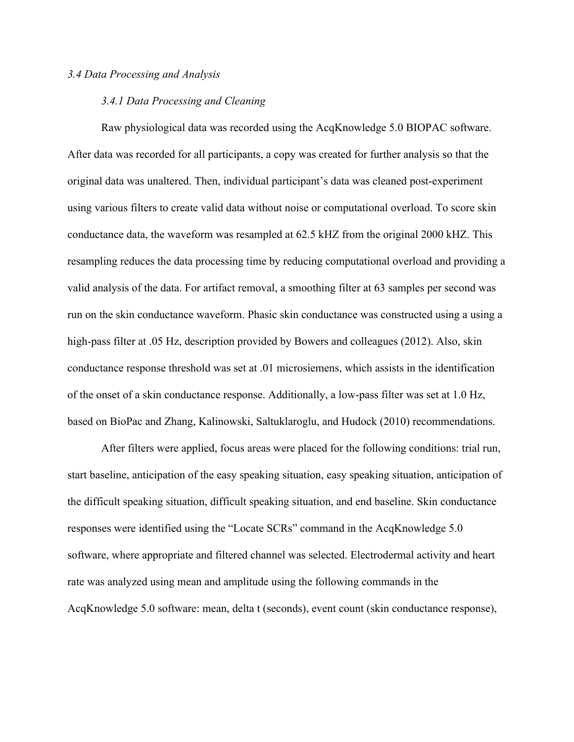*3.4 Data Processing and Analysis*

*3.4.1 Data Processing and Cleaning*

Raw physiological data was recorded using the AcqKnowledge 5.0 BIOPAC software. After data was recorded for all participants, a copy was created for further analysis so that the original data was unaltered. Then, individual participant's data was cleaned post-experiment using various filters to create valid data without noise or computational overload. To score skin conductance data, the waveform was resampled at 62.5 kHZ from the original 2000 kHZ. This resampling reduces the data processing time by reducing computational overload and providing a valid analysis of the data. For artifact removal, a smoothing filter at 63 samples per second was run on the skin conductance waveform. Phasic skin conductance was constructed using a using a high-pass filter at .05 Hz, description provided by Bowers and colleagues (2012). Also, skin conductance response threshold was set at .01 microsiemens, which assists in the identification of the onset of a skin conductance response. Additionally, a low-pass filter was set at 1.0 Hz, based on BioPac and Zhang, Kalinowski, Saltuklaroglu, and Hudock (2010) recommendations.

After filters were applied, focus areas were placed for the following conditions: trial run, start baseline, anticipation of the easy speaking situation, easy speaking situation, anticipation of the difficult speaking situation, difficult speaking situation, and end baseline. Skin conductance responses were identified using the "Locate SCRs" command in the AcqKnowledge 5.0 software, where appropriate and filtered channel was selected. Electrodermal activity and heart rate was analyzed using mean and amplitude using the following commands in the AcqKnowledge 5.0 software: mean, delta t (seconds), event count (skin conductance response),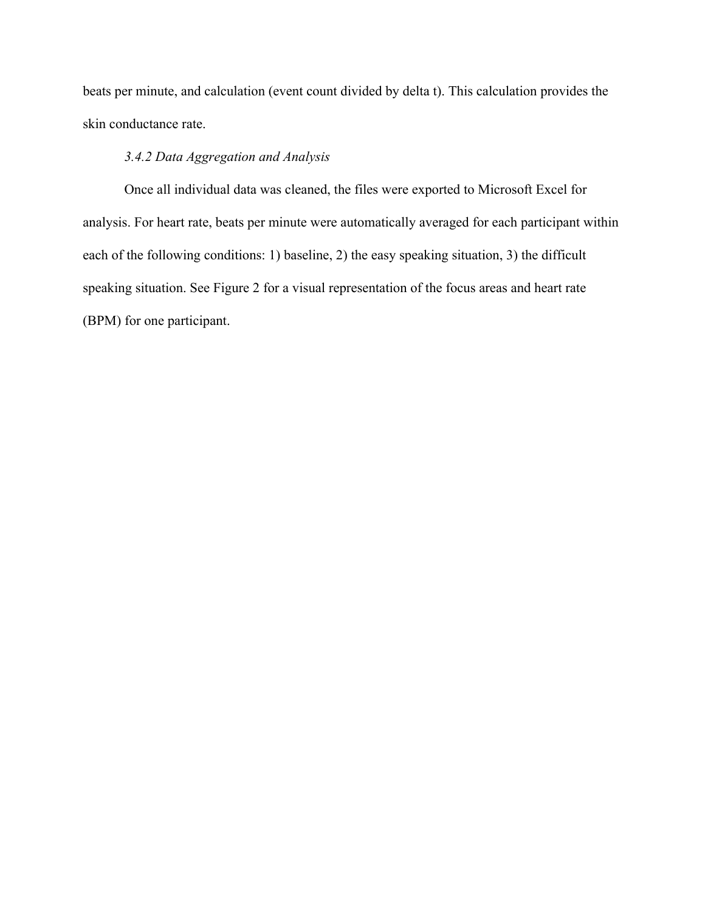beats per minute, and calculation (event count divided by delta t). This calculation provides the skin conductance rate.

### *3.4.2 Data Aggregation and Analysis*

Once all individual data was cleaned, the files were exported to Microsoft Excel for analysis. For heart rate, beats per minute were automatically averaged for each participant within each of the following conditions: 1) baseline, 2) the easy speaking situation, 3) the difficult speaking situation. See Figure 2 for a visual representation of the focus areas and heart rate (BPM) for one participant.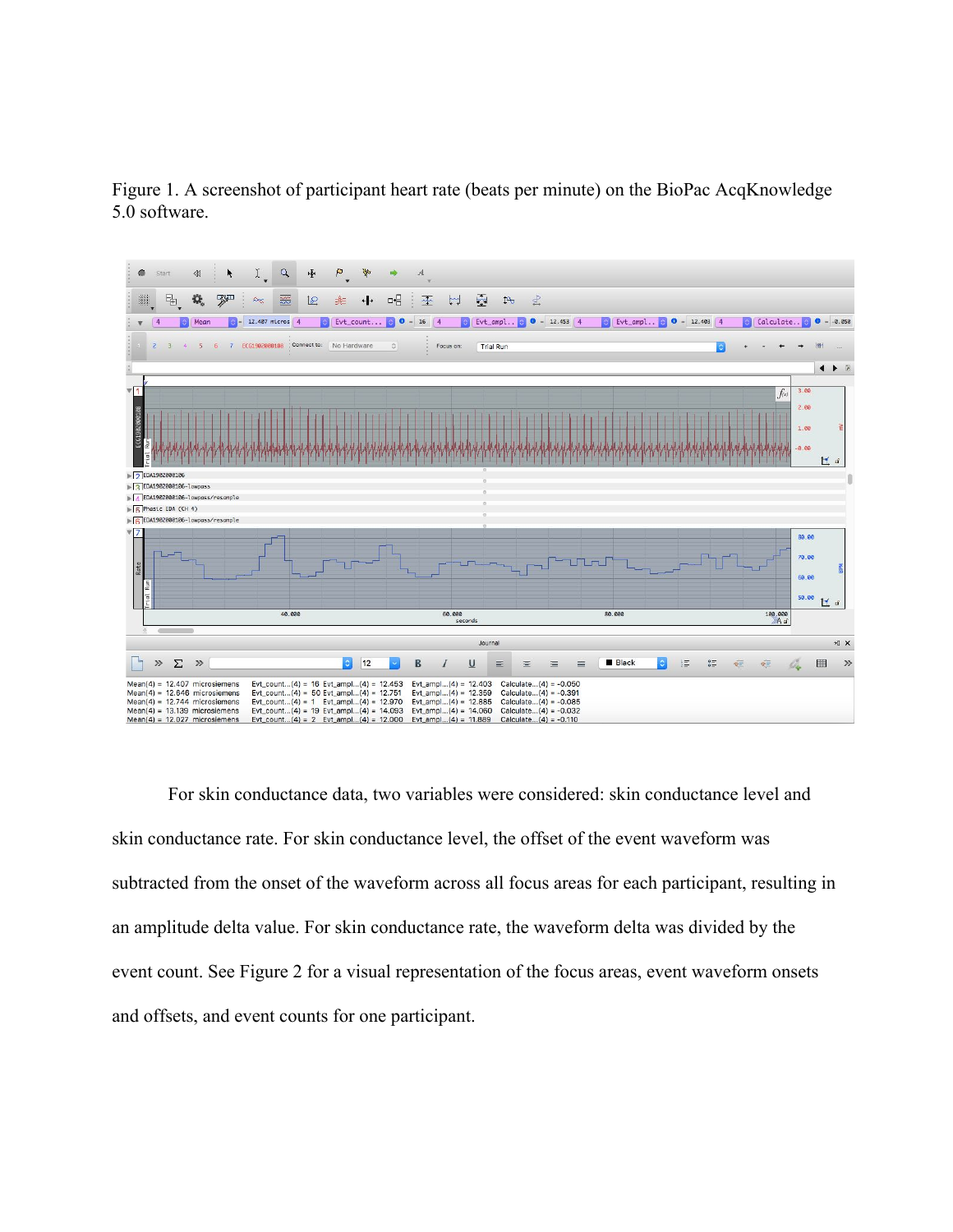Figure 1. A screenshot of participant heart rate (beats per minute) on the BioPac AcqKnowledge 5.0 software.

For skin conductance data, two variables were considered: skin conductance level and skin conductance rate. For skin conductance level, the offset of the event waveform was subtracted from the onset of the waveform across all focus areas for each participant, resulting in an amplitude delta value. For skin conductance rate, the waveform delta was divided by the event count. See Figure 2 for a visual representation of the focus areas, event waveform onsets and offsets, and event counts for one participant.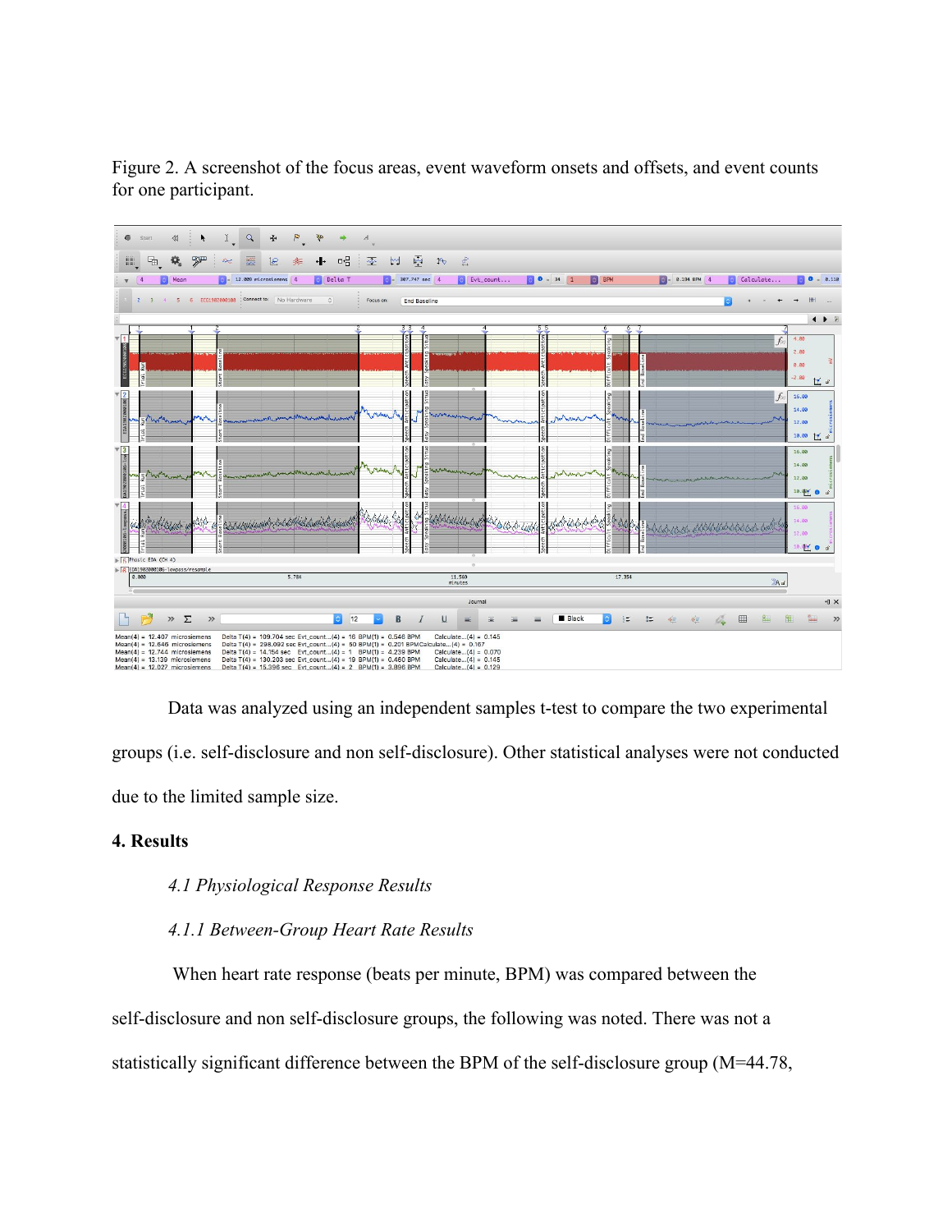Figure 2. A screenshot of the focus areas, event waveform onsets and offsets, and event counts for one participant.

Data was analyzed using an independent samples t-test to compare the two experimental groups (i.e. self-disclosure and non self-disclosure). Other statistical analyses were not conducted due to the limited sample size.

## 4. Results

### *4.1 Physiological Response Results*

#### *4.1.1 Between-Group Heart Rate Results*

When heart rate response (beats per minute, BPM) was compared between the self-disclosure and non self-disclosure groups, the following was noted. There was not a statistically significant difference between the BPM of the self-disclosure group (M=44.78,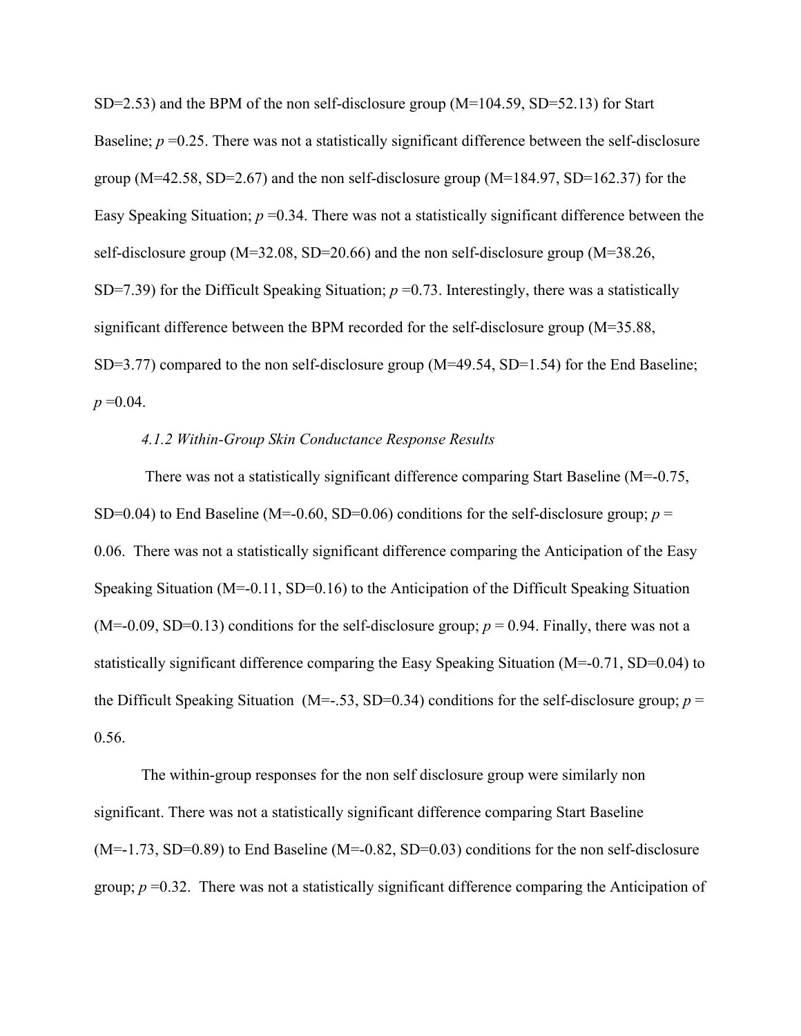SD=2.53) and the BPM of the non self-disclosure group (M=104.59, SD=52.13) for Start Baseline; $p$ =0.25. There was not a statistically significant difference between the self-disclosure group (M=42.58, SD=2.67) and the non self-disclosure group (M=184.97, SD=162.37) for the Easy Speaking Situation; $p$ =0.34. There was not a statistically significant difference between the self-disclosure group (M=32.08, SD=20.66) and the non self-disclosure group (M=38.26, SD=7.39) for the Difficult Speaking Situation; $p$ =0.73. Interestingly, there was a statistically significant difference between the BPM recorded for the self-disclosure group (M=35.88, SD=3.77) compared to the non self-disclosure group (M=49.54, SD=1.54) for the End Baseline; $p$ =0.04.

*4.1.2 Within-Group Skin Conductance Response Results*

There was not a statistically significant difference comparing Start Baseline (M=-0.75, SD=0.04) to End Baseline (M=-0.60, SD=0.06) conditions for the self-disclosure group; $p$ = 0.06. There was not a statistically significant difference comparing the Anticipation of the Easy Speaking Situation (M=-0.11, SD=0.16) to the Anticipation of the Difficult Speaking Situation (M=-0.09, SD=0.13) conditions for the self-disclosure group; $p$ = 0.94. Finally, there was not a statistically significant difference comparing the Easy Speaking Situation (M=-0.71, SD=0.04) to the Difficult Speaking Situation (M=-.53, SD=0.34) conditions for the self-disclosure group; $p$ = 0.56.

The within-group responses for the non self disclosure group were similarly non significant. There was not a statistically significant difference comparing Start Baseline (M=-1.73, SD=0.89) to End Baseline (M=-0.82, SD=0.03) conditions for the non self-disclosure group; $p$ =0.32. There was not a statistically significant difference comparing the Anticipation of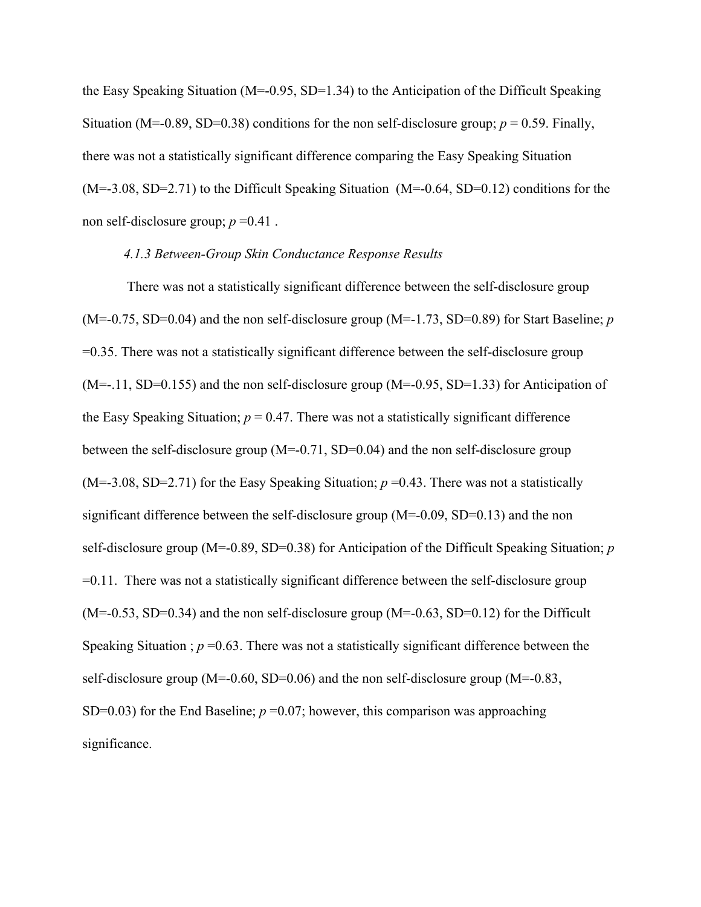the Easy Speaking Situation (M=-0.95, SD=1.34) to the Anticipation of the Difficult Speaking Situation (M=-0.89, SD=0.38) conditions for the non self-disclosure group; $p$ = 0.59. Finally, there was not a statistically significant difference comparing the Easy Speaking Situation (M=-3.08, SD=2.71) to the Difficult Speaking Situation (M=-0.64, SD=0.12) conditions for the non self-disclosure group; $p$ =0.41 .

### *4.1.3 Between-Group Skin Conductance Response Results*

There was not a statistically significant difference between the self-disclosure group (M=-0.75, SD=0.04) and the non self-disclosure group (M=-1.73, SD=0.89) for Start Baseline; $p$ =0.35. There was not a statistically significant difference between the self-disclosure group (M=-.11, SD=0.155) and the non self-disclosure group (M=-0.95, SD=1.33) for Anticipation of the Easy Speaking Situation; $p$ = 0.47. There was not a statistically significant difference between the self-disclosure group (M=-0.71, SD=0.04) and the non self-disclosure group (M=-3.08, SD=2.71) for the Easy Speaking Situation; $p$ =0.43. There was not a statistically significant difference between the self-disclosure group (M=-0.09, SD=0.13) and the non self-disclosure group (M=-0.89, SD=0.38) for Anticipation of the Difficult Speaking Situation; $p$ =0.11. There was not a statistically significant difference between the self-disclosure group (M=-0.53, SD=0.34) and the non self-disclosure group (M=-0.63, SD=0.12) for the Difficult Speaking Situation ; $p$ =0.63. There was not a statistically significant difference between the self-disclosure group (M=-0.60, SD=0.06) and the non self-disclosure group (M=-0.83, SD=0.03) for the End Baseline; $p$ =0.07; however, this comparison was approaching significance.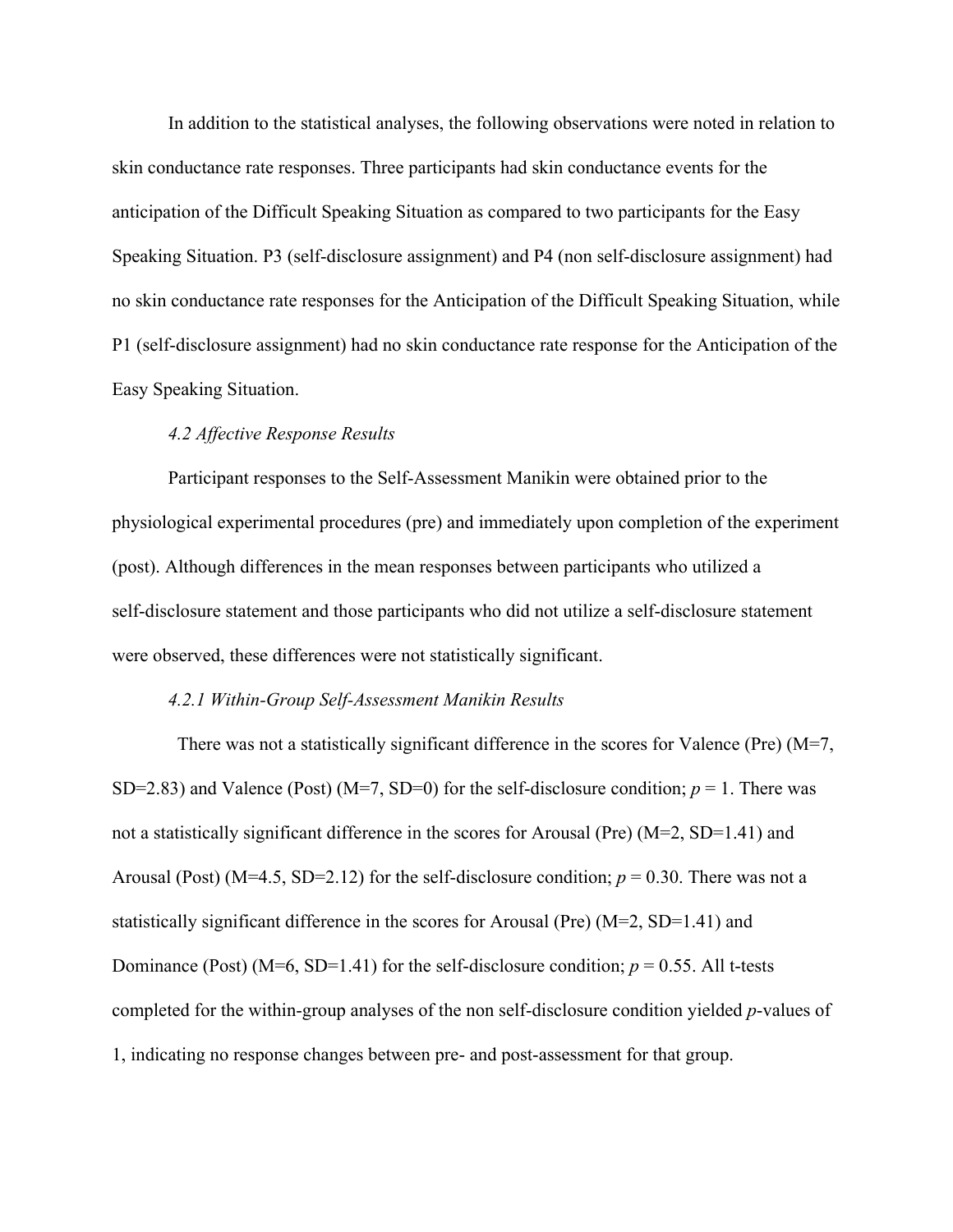In addition to the statistical analyses, the following observations were noted in relation to skin conductance rate responses. Three participants had skin conductance events for the anticipation of the Difficult Speaking Situation as compared to two participants for the Easy Speaking Situation. P3 (self-disclosure assignment) and P4 (non self-disclosure assignment) had no skin conductance rate responses for the Anticipation of the Difficult Speaking Situation, while P1 (self-disclosure assignment) had no skin conductance rate response for the Anticipation of the Easy Speaking Situation.

### *4.2 Affective Response Results*

Participant responses to the Self-Assessment Manikin were obtained prior to the physiological experimental procedures (pre) and immediately upon completion of the experiment (post). Although differences in the mean responses between participants who utilized a self-disclosure statement and those participants who did not utilize a self-disclosure statement were observed, these differences were not statistically significant.

#### *4.2.1 Within-Group Self-Assessment Manikin Results*

There was not a statistically significant difference in the scores for Valence (Pre) (M=7, SD=2.83) and Valence (Post) (M=7, SD=0) for the self-disclosure condition; $p = 1$. There was not a statistically significant difference in the scores for Arousal (Pre) (M=2, SD=1.41) and Arousal (Post) (M=4.5, SD=2.12) for the self-disclosure condition; $p = 0.30$. There was not a statistically significant difference in the scores for Arousal (Pre) (M=2, SD=1.41) and Dominance (Post) (M=6, SD=1.41) for the self-disclosure condition; $p = 0.55$. All t-tests completed for the within-group analyses of the non self-disclosure condition yielded $p$-values of 1, indicating no response changes between pre- and post-assessment for that group.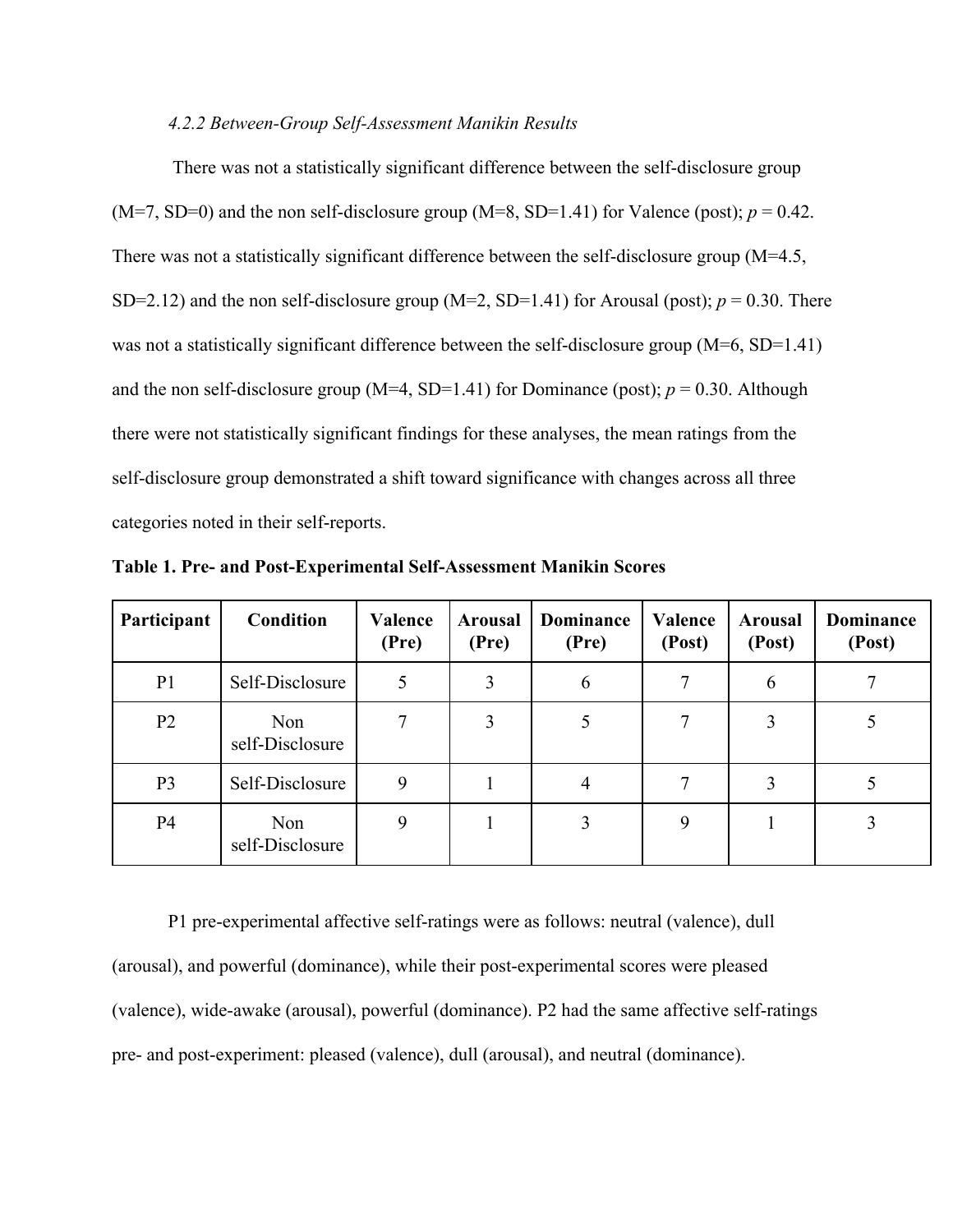#### *4.2.2 Between-Group Self-Assessment Manikin Results*

There was not a statistically significant difference between the self-disclosure group (M=7, SD=0) and the non self-disclosure group (M=8, SD=1.41) for Valence (post); $p$ = 0.42. There was not a statistically significant difference between the self-disclosure group (M=4.5, SD=2.12) and the non self-disclosure group (M=2, SD=1.41) for Arousal (post); $p$ = 0.30. There was not a statistically significant difference between the self-disclosure group (M=6, SD=1.41) and the non self-disclosure group (M=4, SD=1.41) for Dominance (post); $p$ = 0.30. Although there were not statistically significant findings for these analyses, the mean ratings from the self-disclosure group demonstrated a shift toward significance with changes across all three categories noted in their self-reports.

**Table 1. Pre- and Post-Experimental Self-Assessment Manikin Scores**

| Participant | Condition | Valence (Pre) | Arousal (Pre) | Dominance (Pre) | Valence (Post) | Arousal (Post) | Dominance (Post) |
|---|---|---|---|---|---|---|---|
| P1 | Self-Disclosure | 5 | 3 | 6 | 7 | 6 | 7 |
| P2 | Non self-Disclosure | 7 | 3 | 5 | 7 | 3 | 5 |
| P3 | Self-Disclosure | 9 | 1 | 4 | 7 | 3 | 5 |
| P4 | Non self-Disclosure | 9 | 1 | 3 | 9 | 1 | 3 |

P1 pre-experimental affective self-ratings were as follows: neutral (valence), dull (arousal), and powerful (dominance), while their post-experimental scores were pleased (valence), wide-awake (arousal), powerful (dominance). P2 had the same affective self-ratings pre- and post-experiment: pleased (valence), dull (arousal), and neutral (dominance).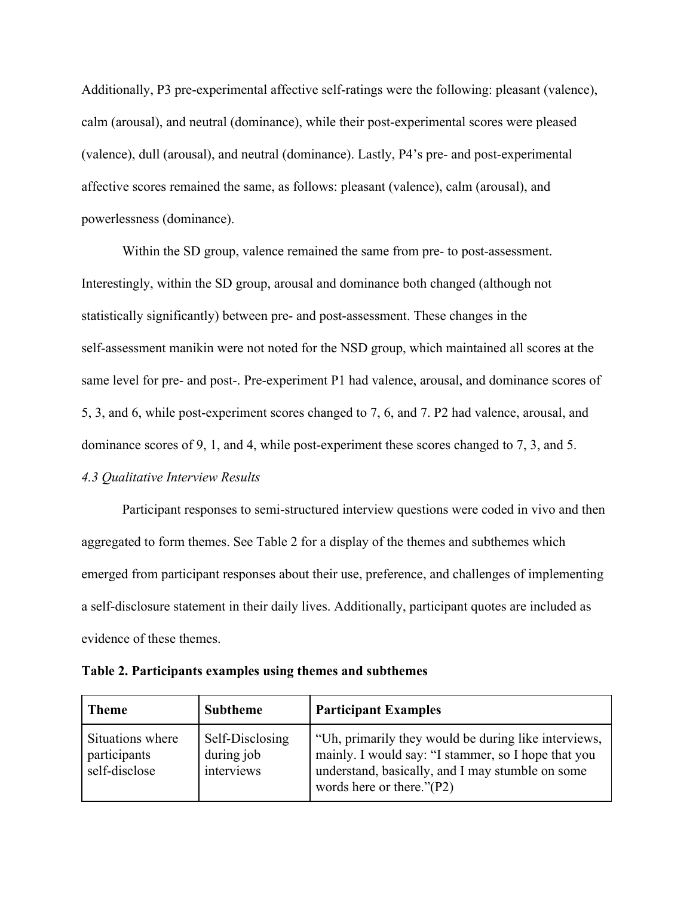Additionally, P3 pre-experimental affective self-ratings were the following: pleasant (valence), calm (arousal), and neutral (dominance), while their post-experimental scores were pleased (valence), dull (arousal), and neutral (dominance). Lastly, P4's pre- and post-experimental affective scores remained the same, as follows: pleasant (valence), calm (arousal), and powerlessness (dominance).

Within the SD group, valence remained the same from pre- to post-assessment. Interestingly, within the SD group, arousal and dominance both changed (although not statistically significantly) between pre- and post-assessment. These changes in the self-assessment manikin were not noted for the NSD group, which maintained all scores at the same level for pre- and post-. Pre-experiment P1 had valence, arousal, and dominance scores of 5, 3, and 6, while post-experiment scores changed to 7, 6, and 7. P2 had valence, arousal, and dominance scores of 9, 1, and 4, while post-experiment these scores changed to 7, 3, and 5.

*4.3 Qualitative Interview Results*

Participant responses to semi-structured interview questions were coded in vivo and then aggregated to form themes. See Table 2 for a display of the themes and subthemes which emerged from participant responses about their use, preference, and challenges of implementing a self-disclosure statement in their daily lives. Additionally, participant quotes are included as evidence of these themes.

**Table 2. Participants examples using themes and subthemes**

| **Theme** | **Subtheme** | **Participant Examples** |
|---|---|---|
| Situations where participants self-disclose | Self-Disclosing during job interviews | "Uh, primarily they would be during like interviews, mainly. I would say: "I stammer, so I hope that you understand, basically, and I may stumble on some words here or there."(P2) |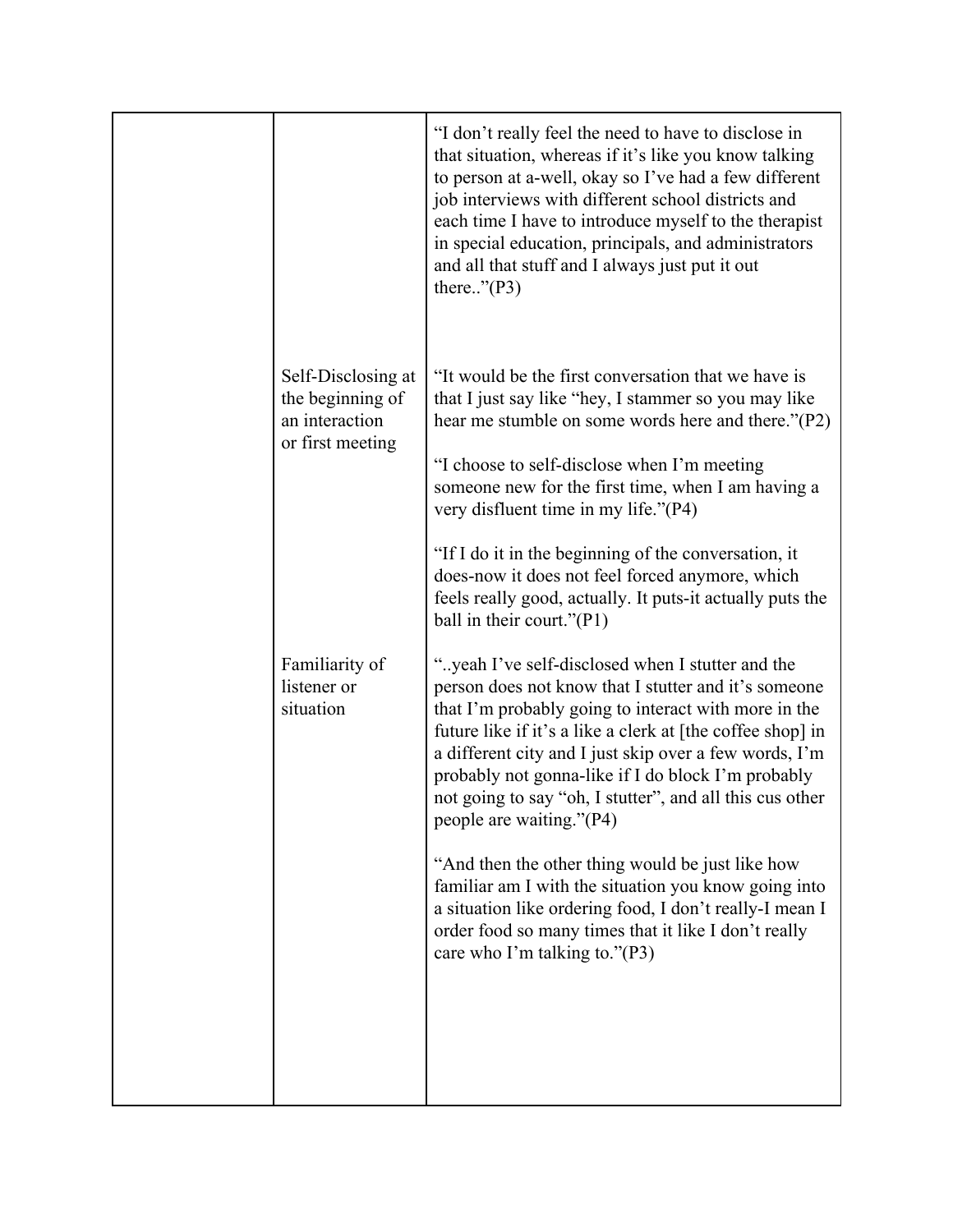| | | |
|---|---|---|
| | | "I don't really feel the need to have to disclose in that situation, whereas if it's like you know talking to person at a-well, okay so I've had a few different job interviews with different school districts and each time I have to introduce myself to the therapist in special education, principals, and administrators and all that stuff and I always just put it out there.."(P3) |
| | Self-Disclosing at the beginning of an interaction or first meeting | "It would be the first conversation that we have is that I just say like "hey, I stammer so you may like hear me stumble on some words here and there."(P2)<br><br>"I choose to self-disclose when I'm meeting someone new for the first time, when I am having a very disfluent time in my life."(P4)<br><br>"If I do it in the beginning of the conversation, it does-now it does not feel forced anymore, which feels really good, actually. It puts-it actually puts the ball in their court."(P1) |
| | Familiarity of listener or situation | "..yeah I've self-disclosed when I stutter and the person does not know that I stutter and it's someone that I'm probably going to interact with more in the future like if it's a like a clerk at [the coffee shop] in a different city and I just skip over a few words, I'm probably not gonna-like if I do block I'm probably not going to say "oh, I stutter", and all this cus other people are waiting."(P4)<br><br>"And then the other thing would be just like how familiar am I with the situation you know going into a situation like ordering food, I don't really-I mean I order food so many times that it like I don't really care who I'm talking to."(P3) |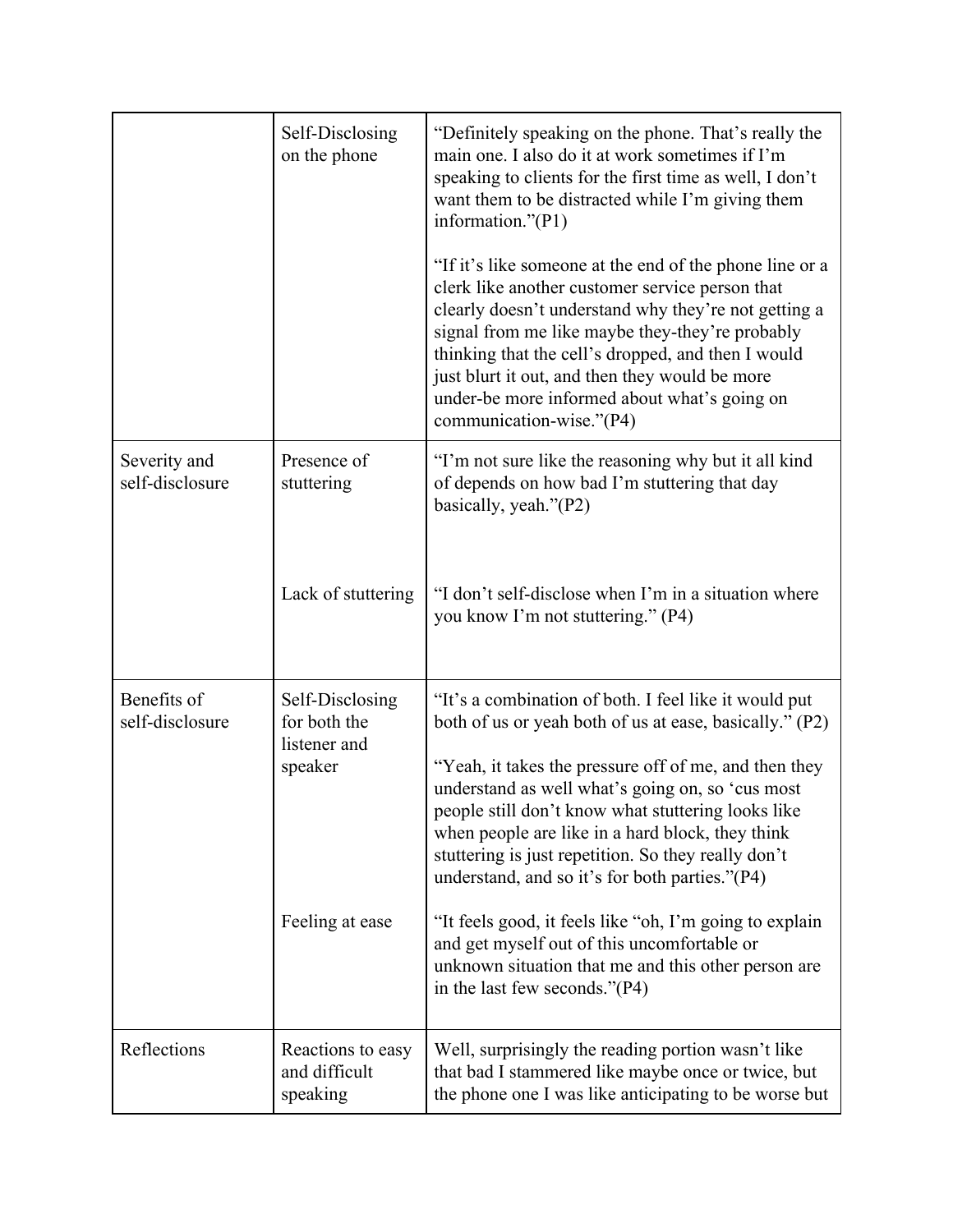| | | |
|---|---|---|
| | Self-Disclosing on the phone | "Definitely speaking on the phone. That's really the main one. I also do it at work sometimes if I'm speaking to clients for the first time as well, I don't want them to be distracted while I'm giving them information."(P1)<br><br>"If it's like someone at the end of the phone line or a clerk like another customer service person that clearly doesn't understand why they're not getting a signal from me like maybe they-they're probably thinking that the cell's dropped, and then I would just blurt it out, and then they would be more under-be more informed about what's going on communication-wise."(P4) |
| Severity and self-disclosure | Presence of stuttering | "I'm not sure like the reasoning why but it all kind of depends on how bad I'm stuttering that day basically, yeah."(P2) |
| | Lack of stuttering | "I don't self-disclose when I'm in a situation where you know I'm not stuttering." (P4) |
| Benefits of self-disclosure | Self-Disclosing for both the listener and speaker | "It's a combination of both. I feel like it would put both of us or yeah both of us at ease, basically." (P2)<br><br>"Yeah, it takes the pressure off of me, and then they understand as well what's going on, so 'cus most people still don't know what stuttering looks like when people are like in a hard block, they think stuttering is just repetition. So they really don't understand, and so it's for both parties."(P4) |
| | Feeling at ease | "It feels good, it feels like "oh, I'm going to explain and get myself out of this uncomfortable or unknown situation that me and this other person are in the last few seconds."(P4) |
| Reflections | Reactions to easy and difficult speaking | Well, surprisingly the reading portion wasn't like that bad I stammered like maybe once or twice, but the phone one I was like anticipating to be worse but |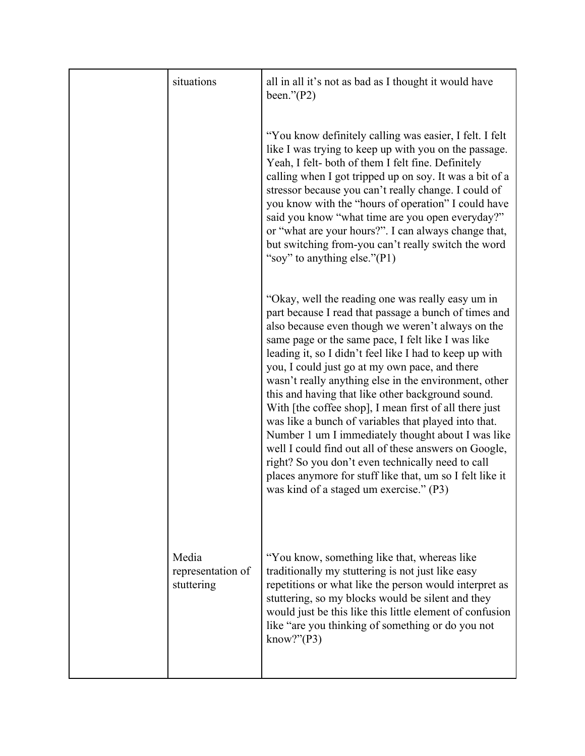|  |  |  |
|---|---|---|
|  | situations | all in all it's not as bad as I thought it would have been."(P2)<br><br>"You know definitely calling was easier, I felt. I felt like I was trying to keep up with you on the passage. Yeah, I felt- both of them I felt fine. Definitely calling when I got tripped up on soy. It was a bit of a stressor because you can't really change. I could of you know with the "hours of operation" I could have said you know "what time are you open everyday?" or "what are your hours?". I can always change that, but switching from-you can't really switch the word "soy" to anything else."(P1)<br><br>"Okay, well the reading one was really easy um in part because I read that passage a bunch of times and also because even though we weren't always on the same page or the same pace, I felt like I was like leading it, so I didn't feel like I had to keep up with you, I could just go at my own pace, and there wasn't really anything else in the environment, other this and having that like other background sound. With [the coffee shop], I mean first of all there just was like a bunch of variables that played into that. Number 1 um I immediately thought about I was like well I could find out all of these answers on Google, right? So you don't even technically need to call places anymore for stuff like that, um so I felt like it was kind of a staged um exercise." (P3) |
|  | Media representation of stuttering | "You know, something like that, whereas like traditionally my stuttering is not just like easy repetitions or what like the person would interpret as stuttering, so my blocks would be silent and they would just be this like this little element of confusion like "are you thinking of something or do you not know?"(P3) |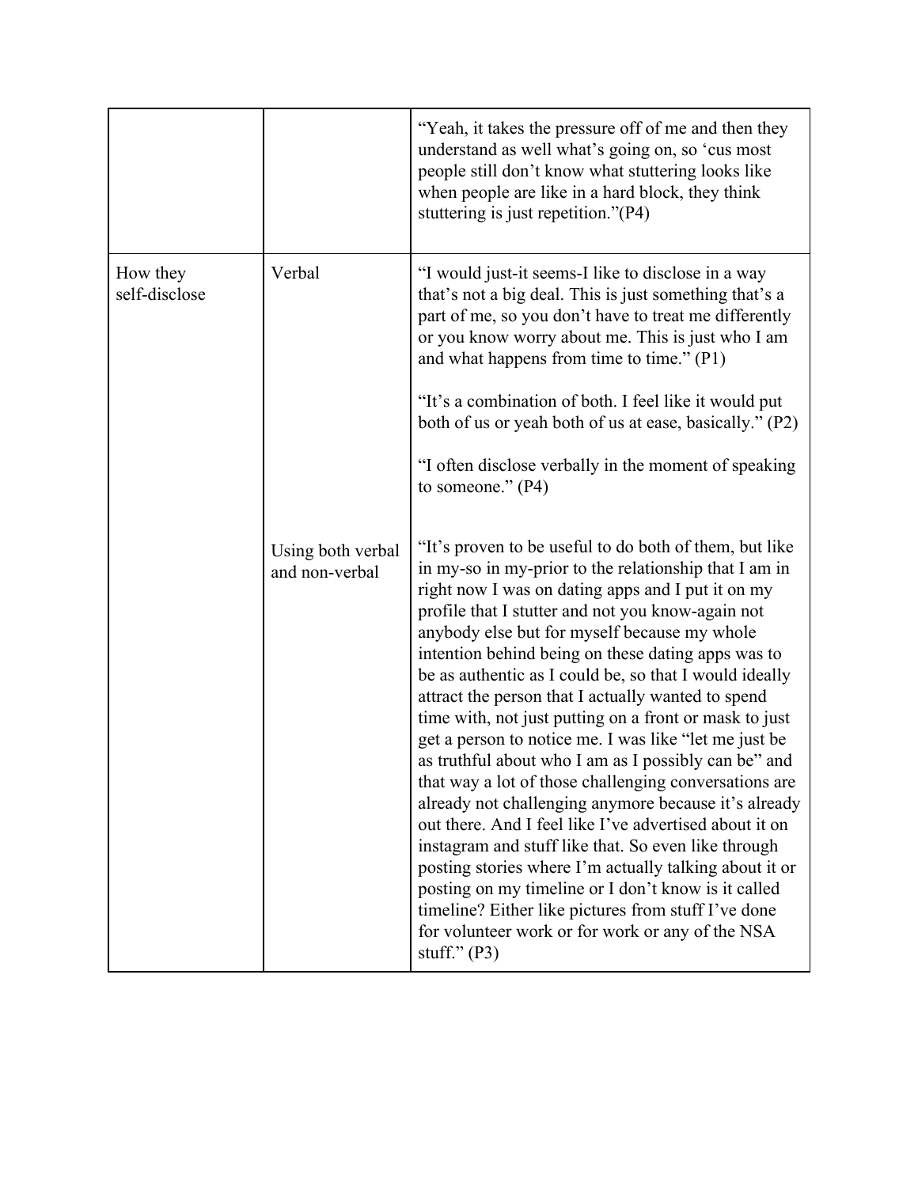| | | |
|---|---|---|
| | | "Yeah, it takes the pressure off of me and then they understand as well what's going on, so 'cus most people still don't know what stuttering looks like when people are like in a hard block, they think stuttering is just repetition."(P4) |
| How they self-disclose | Verbal | "I would just-it seems-I like to disclose in a way that's not a big deal. This is just something that's a part of me, so you don't have to treat me differently or you know worry about me. This is just who I am and what happens from time to time." (P1)<br><br>"It's a combination of both. I feel like it would put both of us or yeah both of us at ease, basically." (P2)<br><br>"I often disclose verbally in the moment of speaking to someone." (P4) |
| | Using both verbal and non-verbal | "It's proven to be useful to do both of them, but like in my-so in my-prior to the relationship that I am in right now I was on dating apps and I put it on my profile that I stutter and not you know-again not anybody else but for myself because my whole intention behind being on these dating apps was to be as authentic as I could be, so that I would ideally attract the person that I actually wanted to spend time with, not just putting on a front or mask to just get a person to notice me. I was like "let me just be as truthful about who I am as I possibly can be" and that way a lot of those challenging conversations are already not challenging anymore because it's already out there. And I feel like I've advertised about it on instagram and stuff like that. So even like through posting stories where I'm actually talking about it or posting on my timeline or I don't know is it called timeline? Either like pictures from stuff I've done for volunteer work or for work or any of the NSA stuff." (P3) |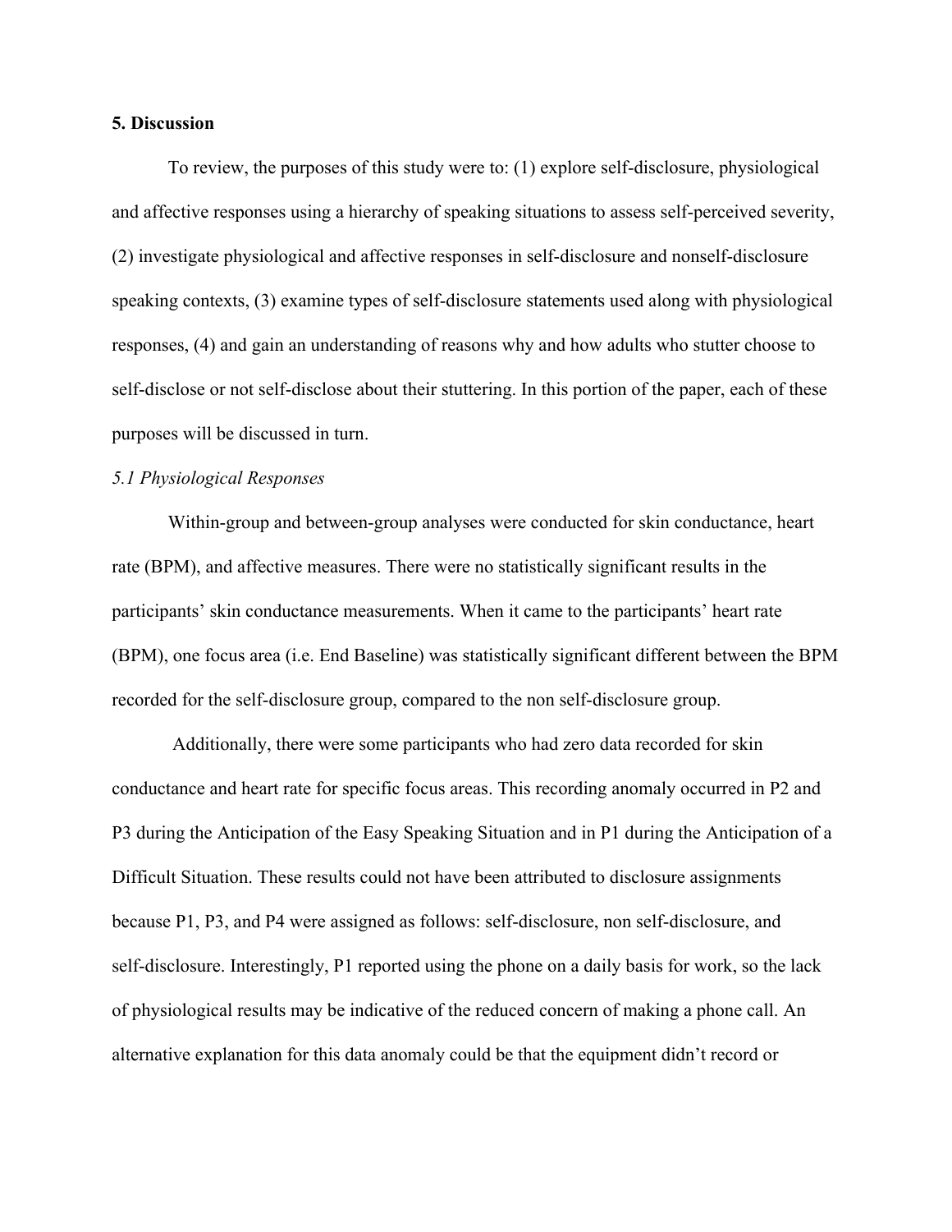**5. Discussion**

To review, the purposes of this study were to: (1) explore self-disclosure, physiological and affective responses using a hierarchy of speaking situations to assess self-perceived severity, (2) investigate physiological and affective responses in self-disclosure and nonself-disclosure speaking contexts, (3) examine types of self-disclosure statements used along with physiological responses, (4) and gain an understanding of reasons why and how adults who stutter choose to self-disclose or not self-disclose about their stuttering. In this portion of the paper, each of these purposes will be discussed in turn.

*5.1 Physiological Responses*

Within-group and between-group analyses were conducted for skin conductance, heart rate (BPM), and affective measures. There were no statistically significant results in the participants' skin conductance measurements. When it came to the participants' heart rate (BPM), one focus area (i.e. End Baseline) was statistically significant different between the BPM recorded for the self-disclosure group, compared to the non self-disclosure group.

Additionally, there were some participants who had zero data recorded for skin conductance and heart rate for specific focus areas. This recording anomaly occurred in P2 and P3 during the Anticipation of the Easy Speaking Situation and in P1 during the Anticipation of a Difficult Situation. These results could not have been attributed to disclosure assignments because P1, P3, and P4 were assigned as follows: self-disclosure, non self-disclosure, and self-disclosure. Interestingly, P1 reported using the phone on a daily basis for work, so the lack of physiological results may be indicative of the reduced concern of making a phone call. An alternative explanation for this data anomaly could be that the equipment didn't record or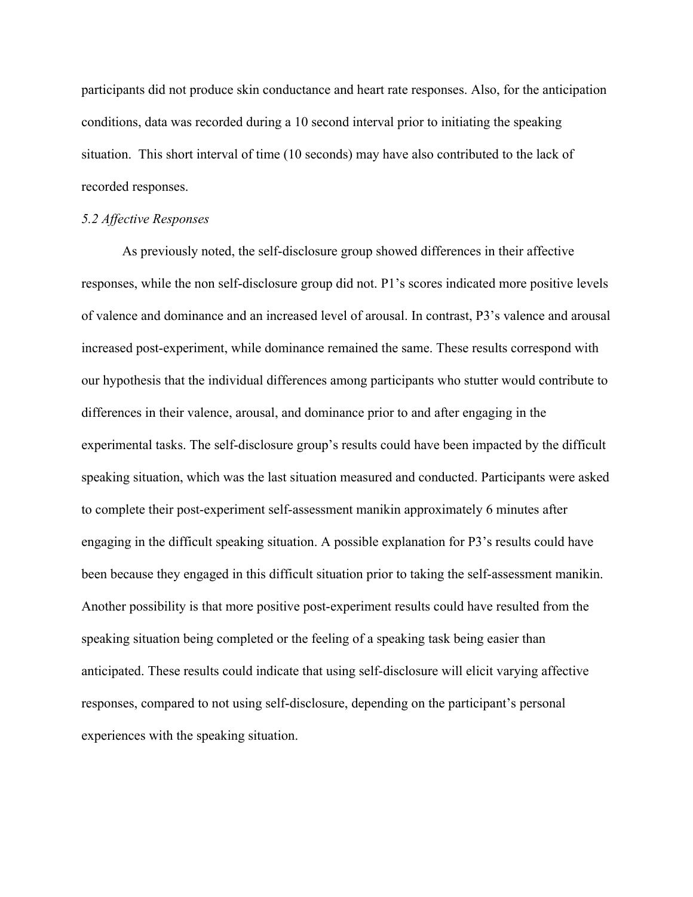participants did not produce skin conductance and heart rate responses. Also, for the anticipation conditions, data was recorded during a 10 second interval prior to initiating the speaking situation. This short interval of time (10 seconds) may have also contributed to the lack of recorded responses.

### *5.2 Affective Responses*

As previously noted, the self-disclosure group showed differences in their affective responses, while the non self-disclosure group did not. P1's scores indicated more positive levels of valence and dominance and an increased level of arousal. In contrast, P3's valence and arousal increased post-experiment, while dominance remained the same. These results correspond with our hypothesis that the individual differences among participants who stutter would contribute to differences in their valence, arousal, and dominance prior to and after engaging in the experimental tasks. The self-disclosure group's results could have been impacted by the difficult speaking situation, which was the last situation measured and conducted. Participants were asked to complete their post-experiment self-assessment manikin approximately 6 minutes after engaging in the difficult speaking situation. A possible explanation for P3's results could have been because they engaged in this difficult situation prior to taking the self-assessment manikin. Another possibility is that more positive post-experiment results could have resulted from the speaking situation being completed or the feeling of a speaking task being easier than anticipated. These results could indicate that using self-disclosure will elicit varying affective responses, compared to not using self-disclosure, depending on the participant's personal experiences with the speaking situation.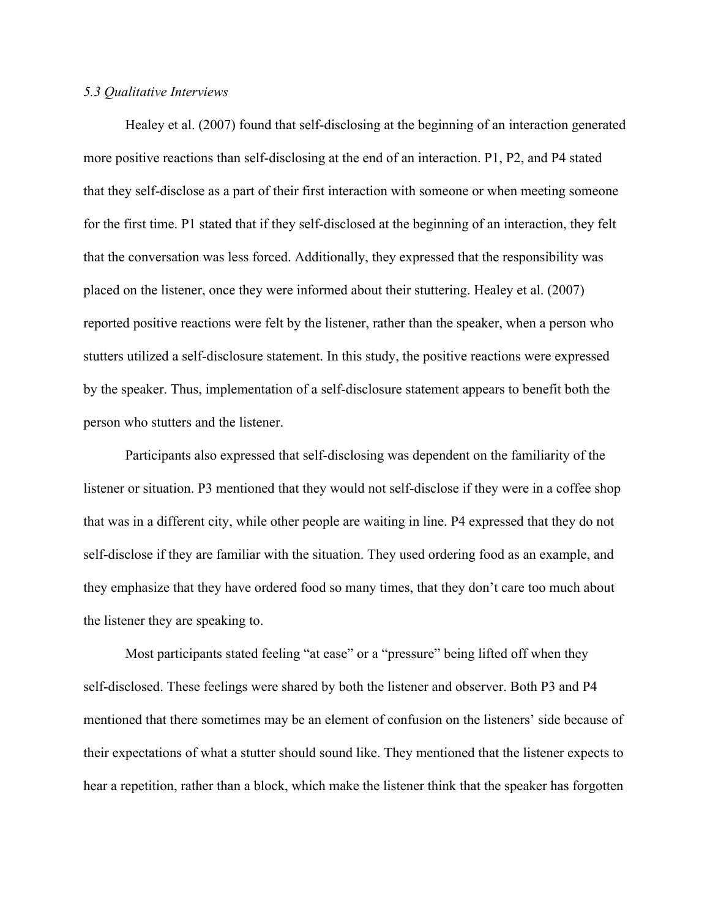### *5.3 Qualitative Interviews*

Healey et al. (2007) found that self-disclosing at the beginning of an interaction generated more positive reactions than self-disclosing at the end of an interaction. P1, P2, and P4 stated that they self-disclose as a part of their first interaction with someone or when meeting someone for the first time. P1 stated that if they self-disclosed at the beginning of an interaction, they felt that the conversation was less forced. Additionally, they expressed that the responsibility was placed on the listener, once they were informed about their stuttering. Healey et al. (2007) reported positive reactions were felt by the listener, rather than the speaker, when a person who stutters utilized a self-disclosure statement. In this study, the positive reactions were expressed by the speaker. Thus, implementation of a self-disclosure statement appears to benefit both the person who stutters and the listener.

Participants also expressed that self-disclosing was dependent on the familiarity of the listener or situation. P3 mentioned that they would not self-disclose if they were in a coffee shop that was in a different city, while other people are waiting in line. P4 expressed that they do not self-disclose if they are familiar with the situation. They used ordering food as an example, and they emphasize that they have ordered food so many times, that they don't care too much about the listener they are speaking to.

Most participants stated feeling "at ease" or a "pressure" being lifted off when they self-disclosed. These feelings were shared by both the listener and observer. Both P3 and P4 mentioned that there sometimes may be an element of confusion on the listeners' side because of their expectations of what a stutter should sound like. They mentioned that the listener expects to hear a repetition, rather than a block, which make the listener think that the speaker has forgotten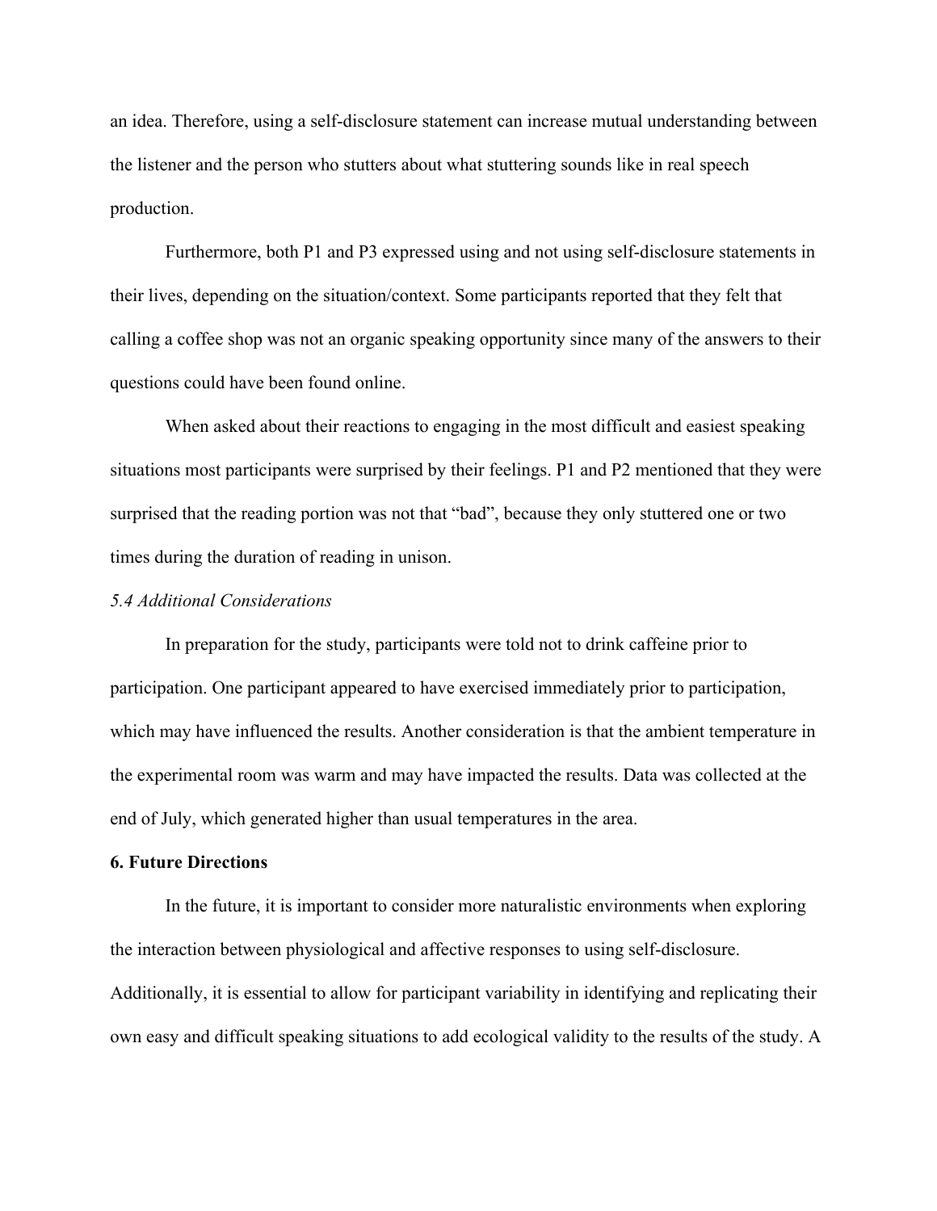an idea. Therefore, using a self-disclosure statement can increase mutual understanding between the listener and the person who stutters about what stuttering sounds like in real speech production.

Furthermore, both P1 and P3 expressed using and not using self-disclosure statements in their lives, depending on the situation/context. Some participants reported that they felt that calling a coffee shop was not an organic speaking opportunity since many of the answers to their questions could have been found online.

When asked about their reactions to engaging in the most difficult and easiest speaking situations most participants were surprised by their feelings. P1 and P2 mentioned that they were surprised that the reading portion was not that "bad", because they only stuttered one or two times during the duration of reading in unison.

### *5.4 Additional Considerations*

In preparation for the study, participants were told not to drink caffeine prior to participation. One participant appeared to have exercised immediately prior to participation, which may have influenced the results. Another consideration is that the ambient temperature in the experimental room was warm and may have impacted the results. Data was collected at the end of July, which generated higher than usual temperatures in the area.

## **6. Future Directions**

In the future, it is important to consider more naturalistic environments when exploring the interaction between physiological and affective responses to using self-disclosure. Additionally, it is essential to allow for participant variability in identifying and replicating their own easy and difficult speaking situations to add ecological validity to the results of the study. A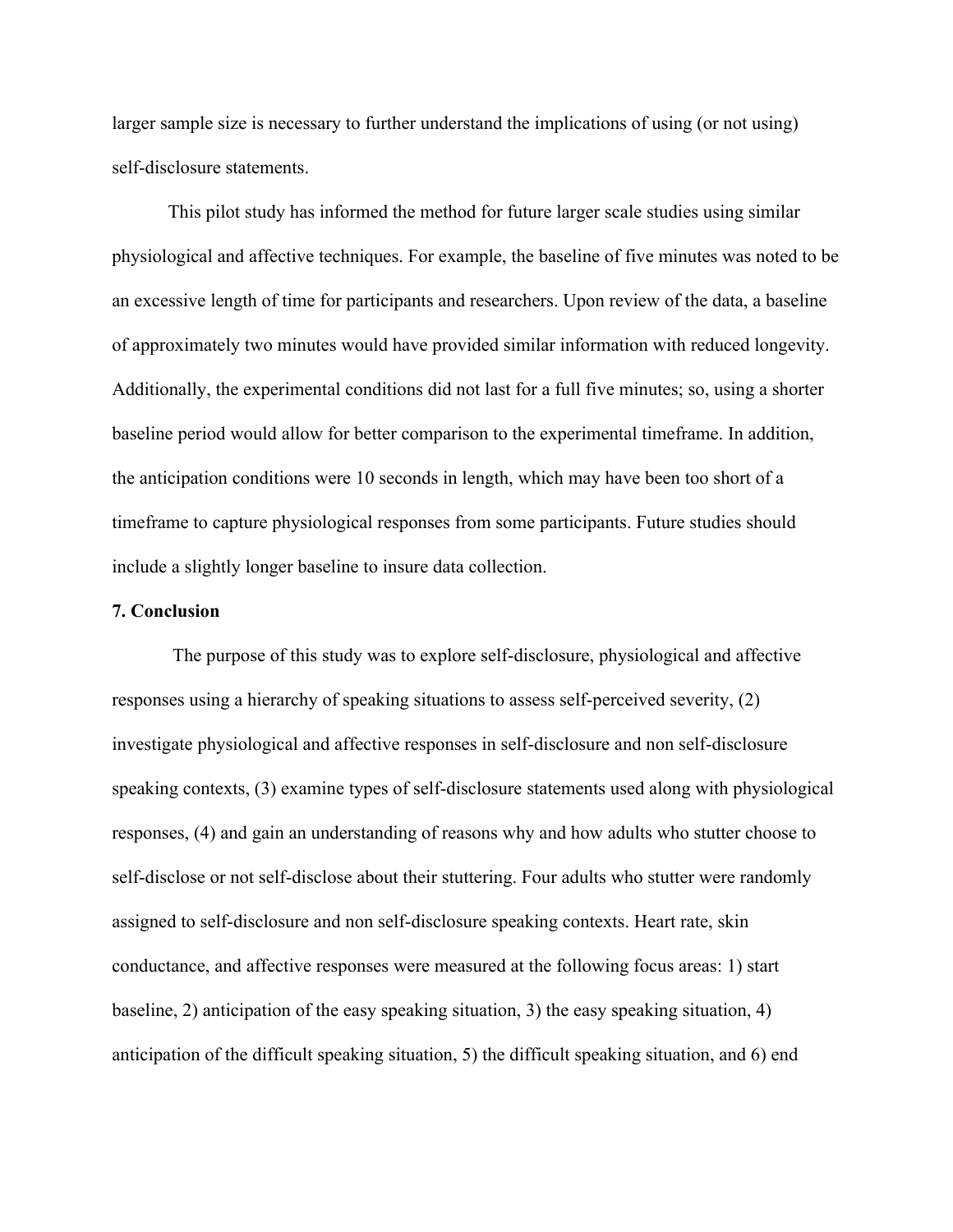larger sample size is necessary to further understand the implications of using (or not using) self-disclosure statements.

This pilot study has informed the method for future larger scale studies using similar physiological and affective techniques. For example, the baseline of five minutes was noted to be an excessive length of time for participants and researchers. Upon review of the data, a baseline of approximately two minutes would have provided similar information with reduced longevity. Additionally, the experimental conditions did not last for a full five minutes; so, using a shorter baseline period would allow for better comparison to the experimental timeframe. In addition, the anticipation conditions were 10 seconds in length, which may have been too short of a timeframe to capture physiological responses from some participants. Future studies should include a slightly longer baseline to insure data collection.

**7. Conclusion**

The purpose of this study was to explore self-disclosure, physiological and affective responses using a hierarchy of speaking situations to assess self-perceived severity, (2) investigate physiological and affective responses in self-disclosure and non self-disclosure speaking contexts, (3) examine types of self-disclosure statements used along with physiological responses, (4) and gain an understanding of reasons why and how adults who stutter choose to self-disclose or not self-disclose about their stuttering. Four adults who stutter were randomly assigned to self-disclosure and non self-disclosure speaking contexts. Heart rate, skin conductance, and affective responses were measured at the following focus areas: 1) start baseline, 2) anticipation of the easy speaking situation, 3) the easy speaking situation, 4) anticipation of the difficult speaking situation, 5) the difficult speaking situation, and 6) end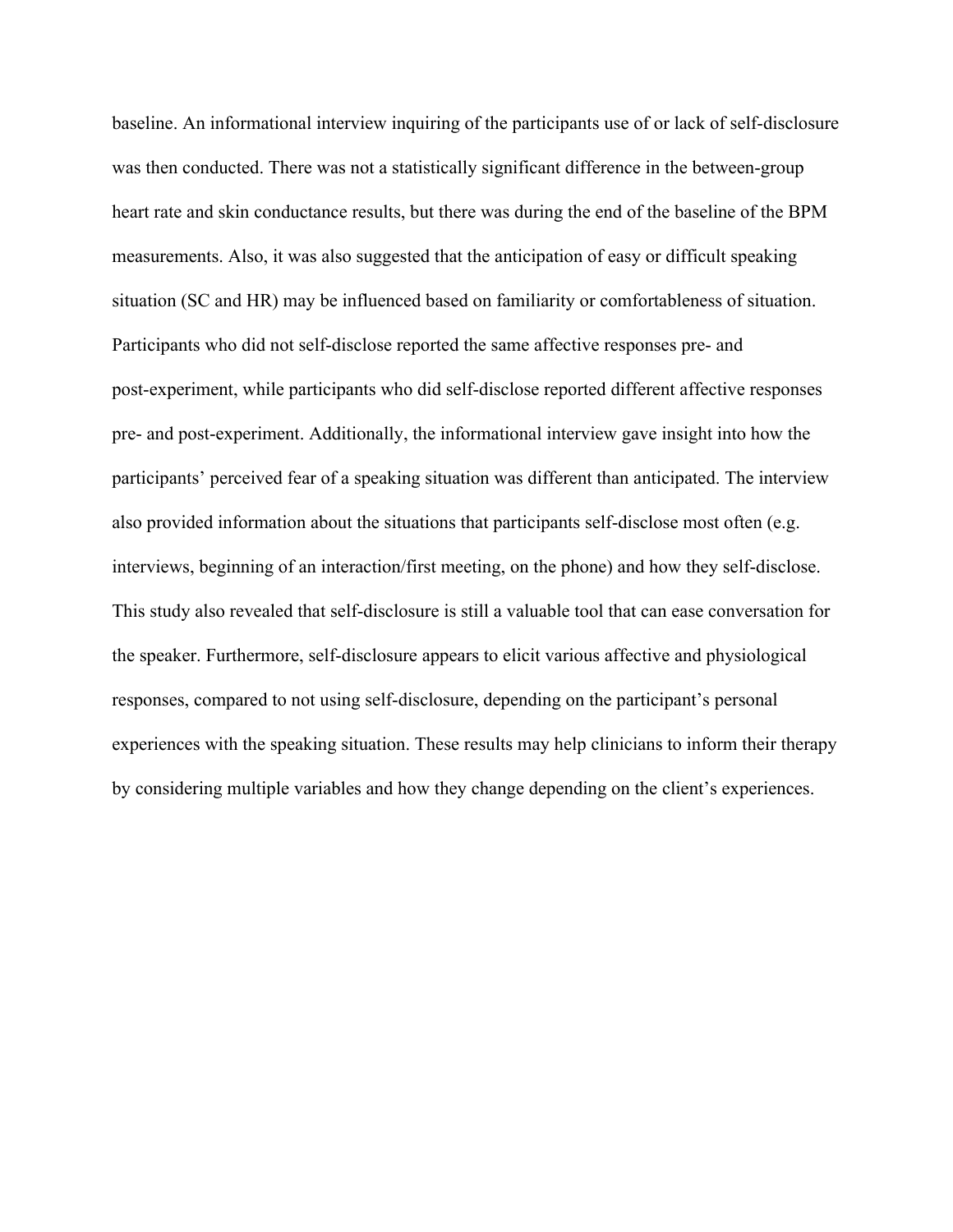baseline. An informational interview inquiring of the participants use of or lack of self-disclosure was then conducted. There was not a statistically significant difference in the between-group heart rate and skin conductance results, but there was during the end of the baseline of the BPM measurements. Also, it was also suggested that the anticipation of easy or difficult speaking situation (SC and HR) may be influenced based on familiarity or comfortableness of situation. Participants who did not self-disclose reported the same affective responses pre- and post-experiment, while participants who did self-disclose reported different affective responses pre- and post-experiment. Additionally, the informational interview gave insight into how the participants' perceived fear of a speaking situation was different than anticipated. The interview also provided information about the situations that participants self-disclose most often (e.g. interviews, beginning of an interaction/first meeting, on the phone) and how they self-disclose. This study also revealed that self-disclosure is still a valuable tool that can ease conversation for the speaker. Furthermore, self-disclosure appears to elicit various affective and physiological responses, compared to not using self-disclosure, depending on the participant's personal experiences with the speaking situation. These results may help clinicians to inform their therapy by considering multiple variables and how they change depending on the client's experiences.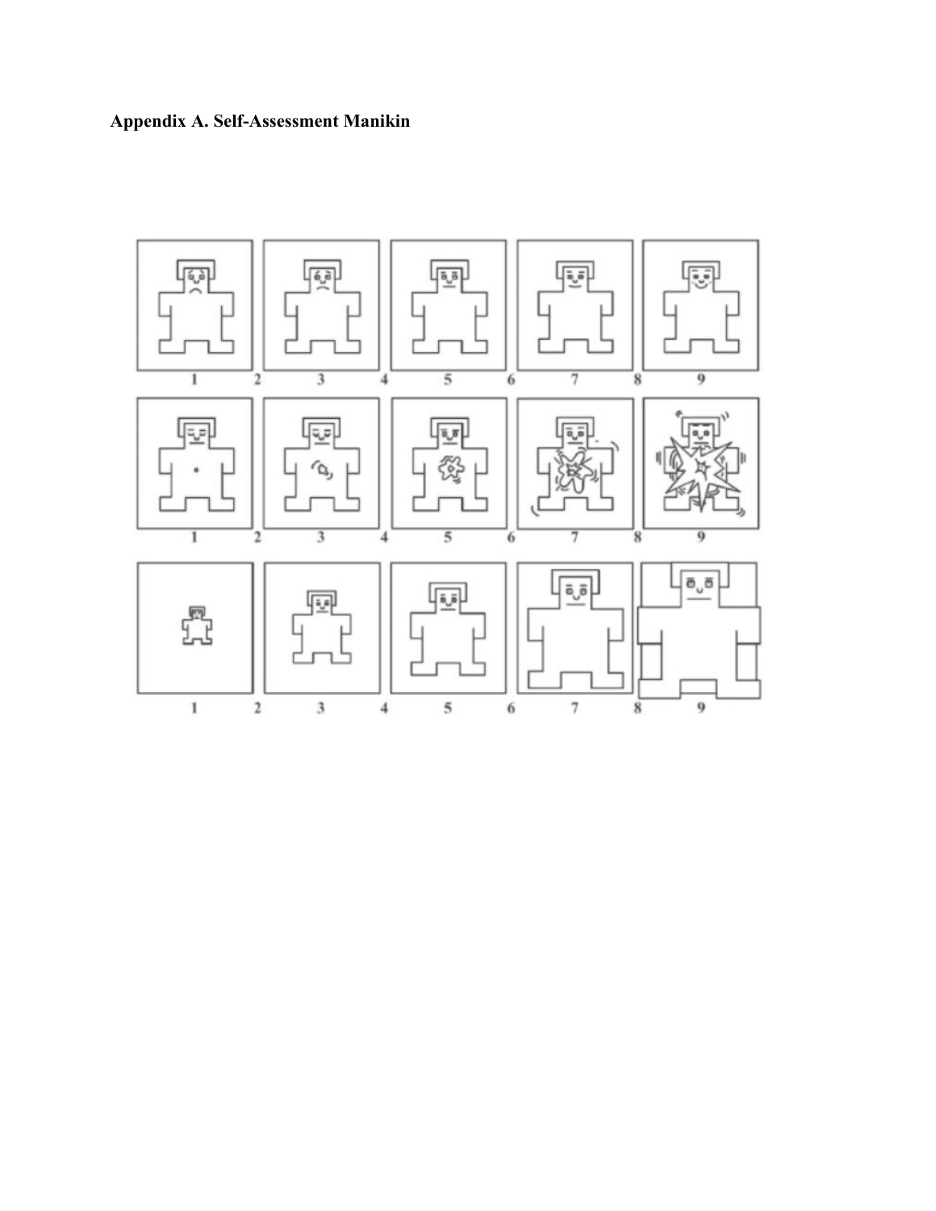**Appendix A. Self-Assessment Manikin**

1 2 3 4 5 6 7 8 9

1 2 3 4 5 6 7 8 9

1 2 3 4 5 6 7 8 9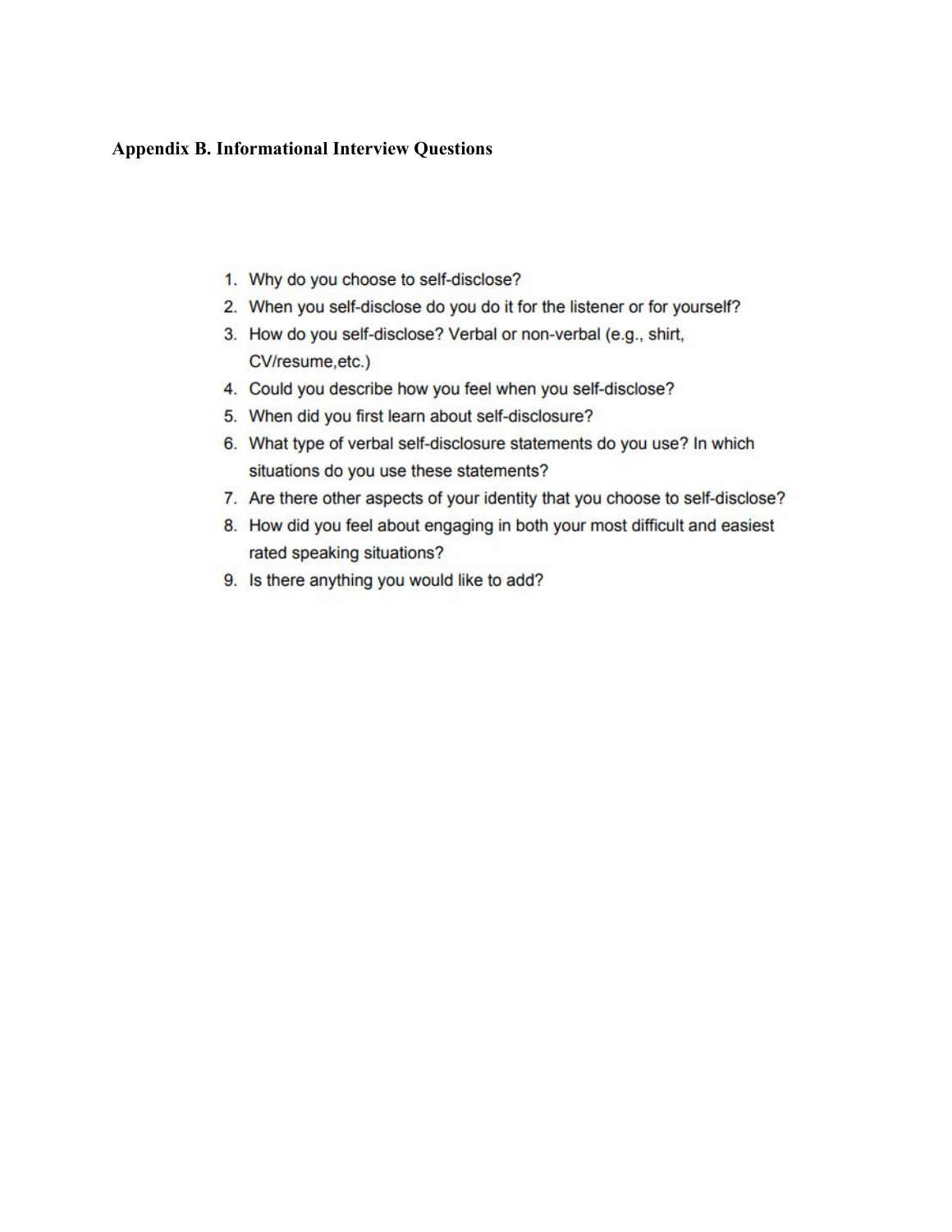**Appendix B. Informational Interview Questions**

1. Why do you choose to self-disclose?
2. When you self-disclose do you do it for the listener or for yourself?
3. How do you self-disclose? Verbal or non-verbal (e.g., shirt, CV/resume,etc.)
4. Could you describe how you feel when you self-disclose?
5. When did you first learn about self-disclosure?
6. What type of verbal self-disclosure statements do you use? In which situations do you use these statements?
7. Are there other aspects of your identity that you choose to self-disclose?
8. How did you feel about engaging in both your most difficult and easiest rated speaking situations?
9. Is there anything you would like to add?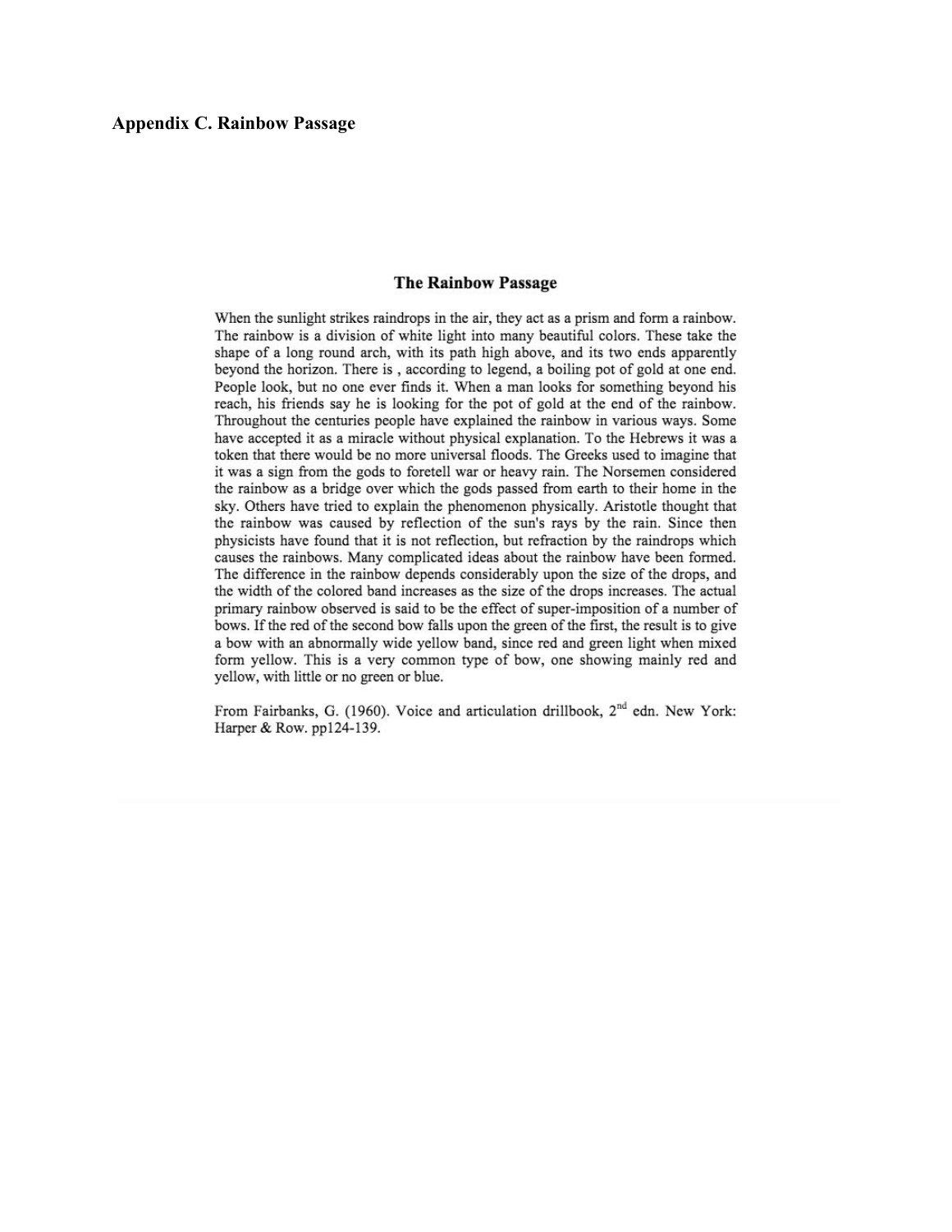## Appendix C. Rainbow Passage

### The Rainbow Passage

When the sunlight strikes raindrops in the air, they act as a prism and form a rainbow. The rainbow is a division of white light into many beautiful colors. These take the shape of a long round arch, with its path high above, and its two ends apparently beyond the horizon. There is , according to legend, a boiling pot of gold at one end. People look, but no one ever finds it. When a man looks for something beyond his reach, his friends say he is looking for the pot of gold at the end of the rainbow. Throughout the centuries people have explained the rainbow in various ways. Some have accepted it as a miracle without physical explanation. To the Hebrews it was a token that there would be no more universal floods. The Greeks used to imagine that it was a sign from the gods to foretell war or heavy rain. The Norsemen considered the rainbow as a bridge over which the gods passed from earth to their home in the sky. Others have tried to explain the phenomenon physically. Aristotle thought that the rainbow was caused by reflection of the sun's rays by the rain. Since then physicists have found that it is not reflection, but refraction by the raindrops which causes the rainbows. Many complicated ideas about the rainbow have been formed. The difference in the rainbow depends considerably upon the size of the drops, and the width of the colored band increases as the size of the drops increases. The actual primary rainbow observed is said to be the effect of super-imposition of a number of bows. If the red of the second bow falls upon the green of the first, the result is to give a bow with an abnormally wide yellow band, since red and green light when mixed form yellow. This is a very common type of bow, one showing mainly red and yellow, with little or no green or blue.

From Fairbanks, G. (1960). Voice and articulation drillbook, 2nd edn. New York: Harper & Row. pp124-139.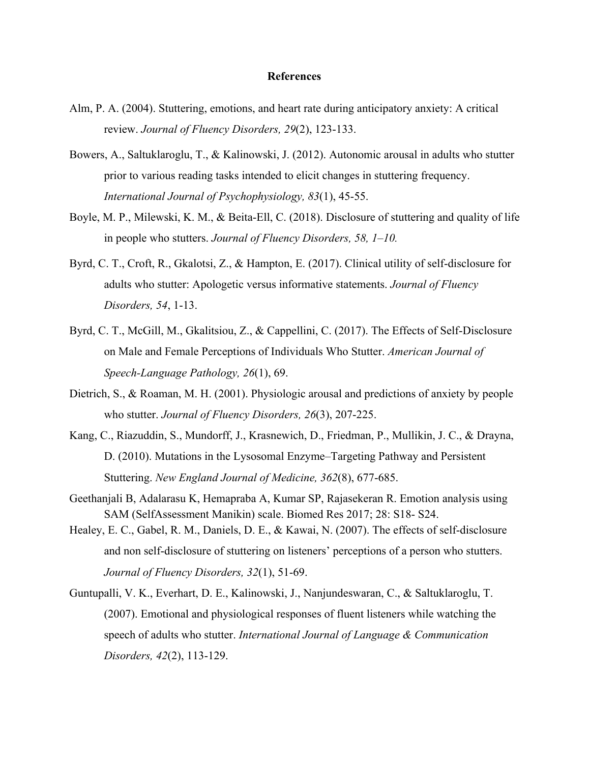# References

Alm, P. A. (2004). Stuttering, emotions, and heart rate during anticipatory anxiety: A critical review. *Journal of Fluency Disorders, 29*(2), 123-133.

Bowers, A., Saltuklaroglu, T., & Kalinowski, J. (2012). Autonomic arousal in adults who stutter prior to various reading tasks intended to elicit changes in stuttering frequency. *International Journal of Psychophysiology, 83*(1), 45-55.

Boyle, M. P., Milewski, K. M., & Beita-Ell, C. (2018). Disclosure of stuttering and quality of life in people who stutters. *Journal of Fluency Disorders, 58, 1–10.*

Byrd, C. T., Croft, R., Gkalotsi, Z., & Hampton, E. (2017). Clinical utility of self-disclosure for adults who stutter: Apologetic versus informative statements. *Journal of Fluency Disorders, 54*, 1-13.

Byrd, C. T., McGill, M., Gkalitsiou, Z., & Cappellini, C. (2017). The Effects of Self-Disclosure on Male and Female Perceptions of Individuals Who Stutter. *American Journal of Speech-Language Pathology, 26*(1), 69.

Dietrich, S., & Roaman, M. H. (2001). Physiologic arousal and predictions of anxiety by people who stutter. *Journal of Fluency Disorders, 26*(3), 207-225.

Kang, C., Riazuddin, S., Mundorff, J., Krasnewich, D., Friedman, P., Mullikin, J. C., & Drayna, D. (2010). Mutations in the Lysosomal Enzyme–Targeting Pathway and Persistent Stuttering. *New England Journal of Medicine, 362*(8), 677-685.

Geethanjali B, Adalarasu K, Hemapraba A, Kumar SP, Rajasekeran R. Emotion analysis using SAM (SelfAssessment Manikin) scale. Biomed Res 2017; 28: S18- S24.

Healey, E. C., Gabel, R. M., Daniels, D. E., & Kawai, N. (2007). The effects of self-disclosure and non self-disclosure of stuttering on listeners' perceptions of a person who stutters. *Journal of Fluency Disorders, 32*(1), 51-69.

Guntupalli, V. K., Everhart, D. E., Kalinowski, J., Nanjundeswaran, C., & Saltuklaroglu, T. (2007). Emotional and physiological responses of fluent listeners while watching the speech of adults who stutter. *International Journal of Language & Communication Disorders, 42*(2), 113-129.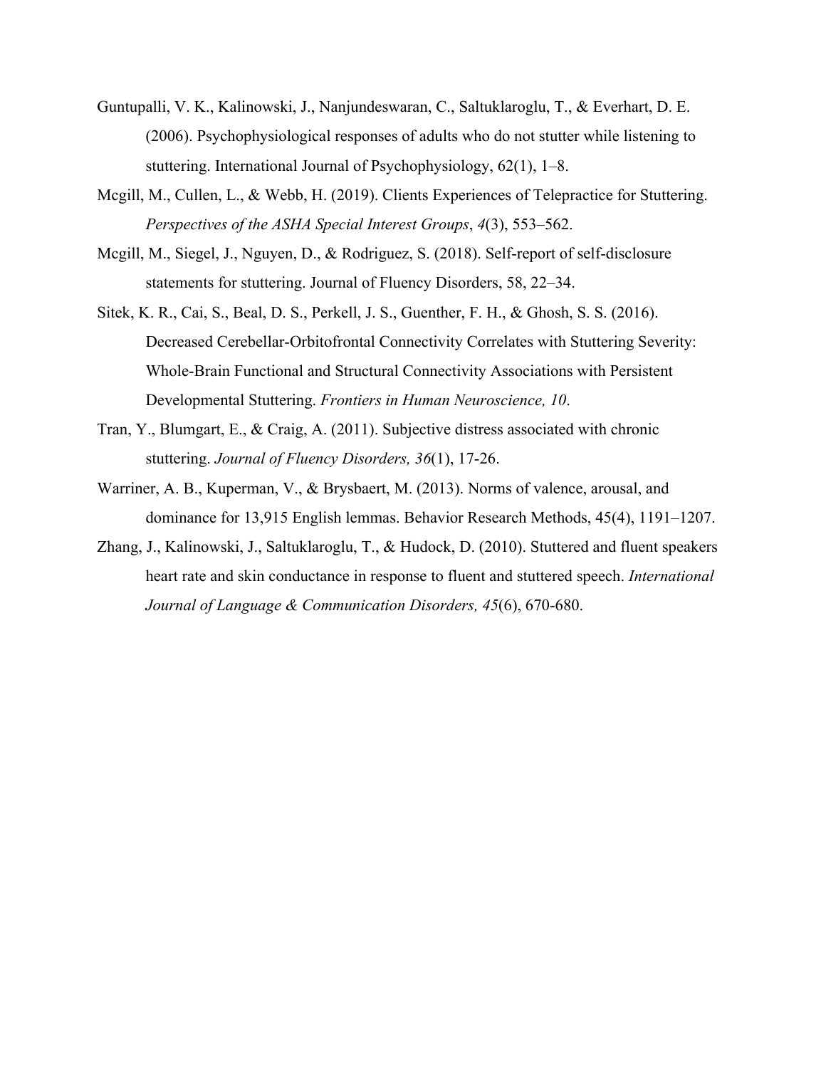Guntupalli, V. K., Kalinowski, J., Nanjundeswaran, C., Saltuklaroglu, T., & Everhart, D. E. (2006). Psychophysiological responses of adults who do not stutter while listening to stuttering. International Journal of Psychophysiology, 62(1), 1–8.

Mcgill, M., Cullen, L., & Webb, H. (2019). Clients Experiences of Telepractice for Stuttering. *Perspectives of the ASHA Special Interest Groups*, *4*(3), 553–562.

Mcgill, M., Siegel, J., Nguyen, D., & Rodriguez, S. (2018). Self-report of self-disclosure statements for stuttering. Journal of Fluency Disorders, 58, 22–34.

Sitek, K. R., Cai, S., Beal, D. S., Perkell, J. S., Guenther, F. H., & Ghosh, S. S. (2016). Decreased Cerebellar-Orbitofrontal Connectivity Correlates with Stuttering Severity: Whole-Brain Functional and Structural Connectivity Associations with Persistent Developmental Stuttering. *Frontiers in Human Neuroscience, 10*.

Tran, Y., Blumgart, E., & Craig, A. (2011). Subjective distress associated with chronic stuttering. *Journal of Fluency Disorders, 36*(1), 17-26.

Warriner, A. B., Kuperman, V., & Brysbaert, M. (2013). Norms of valence, arousal, and dominance for 13,915 English lemmas. Behavior Research Methods, 45(4), 1191–1207.

Zhang, J., Kalinowski, J., Saltuklaroglu, T., & Hudock, D. (2010). Stuttered and fluent speakers heart rate and skin conductance in response to fluent and stuttered speech. *International Journal of Language & Communication Disorders, 45*(6), 670-680.